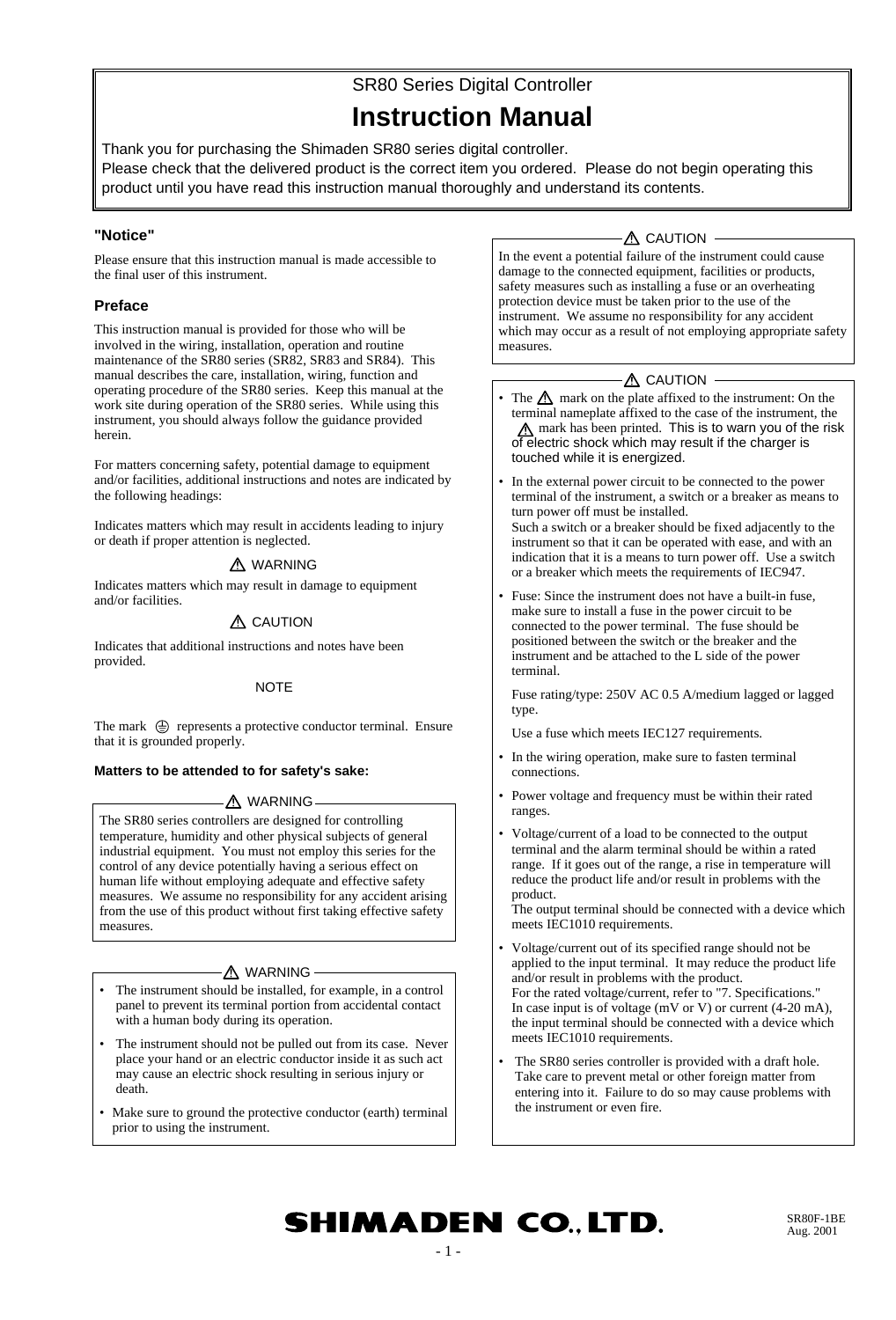SR80 Series Digital Controller

# Instruction Manual

Thank you for purchasing the Shimaden SR80 series digital controller.
Please check that the delivered product is the correct item you ordered. Please do not begin operating this product until you have read this instruction manual thoroughly and understand its contents.

### "Notice"

Please ensure that this instruction manual is made accessible to the final user of this instrument.

### Preface

This instruction manual is provided for those who will be involved in the wiring, installation, operation and routine maintenance of the SR80 series (SR82, SR83 and SR84). This manual describes the care, installation, wiring, function and operating procedure of the SR80 series. Keep this manual at the work site during operation of the SR80 series. While using this instrument, you should always follow the guidance provided herein.

For matters concerning safety, potential damage to equipment and/or facilities, additional instructions and notes are indicated by the following headings:

Indicates matters which may result in accidents leading to injury or death if proper attention is neglected.

⚠ WARNING

Indicates matters which may result in damage to equipment and/or facilities.

⚠ CAUTION

Indicates that additional instructions and notes have been provided.

NOTE

The mark ⏚ represents a protective conductor terminal. Ensure that it is grounded properly.

#### Matters to be attended to for safety's sake:

⚠ WARNING

The SR80 series controllers are designed for controlling temperature, humidity and other physical subjects of general industrial equipment. You must not employ this series for the control of any device potentially having a serious effect on human life without employing adequate and effective safety measures. We assume no responsibility for any accident arising from the use of this product without first taking effective safety measures.

⚠ WARNING

- The instrument should be installed, for example, in a control panel to prevent its terminal portion from accidental contact with a human body during its operation.
- The instrument should not be pulled out from its case. Never place your hand or an electric conductor inside it as such act may cause an electric shock resulting in serious injury or death.
- Make sure to ground the protective conductor (earth) terminal prior to using the instrument.

⚠ CAUTION

In the event a potential failure of the instrument could cause damage to the connected equipment, facilities or products, safety measures such as installing a fuse or an overheating protection device must be taken prior to the use of the instrument. We assume no responsibility for any accident which may occur as a result of not employing appropriate safety measures.

⚠ CAUTION

- The ⚠ mark on the plate affixed to the instrument: On the terminal nameplate affixed to the case of the instrument, the ⚠ mark has been printed. This is to warn you of the risk of electric shock which may result if the charger is touched while it is energized.
- In the external power circuit to be connected to the power terminal of the instrument, a switch or a breaker as means to turn power off must be installed.
  Such a switch or a breaker should be fixed adjacently to the instrument so that it can be operated with ease, and with an indication that it is a means to turn power off. Use a switch or a breaker which meets the requirements of IEC947.
- Fuse: Since the instrument does not have a built-in fuse, make sure to install a fuse in the power circuit to be connected to the power terminal. The fuse should be positioned between the switch or the breaker and the instrument and be attached to the L side of the power terminal.

  Fuse rating/type: 250V AC 0.5 A/medium lagged or lagged type.

  Use a fuse which meets IEC127 requirements.
- In the wiring operation, make sure to fasten terminal connections.
- Power voltage and frequency must be within their rated ranges.
- Voltage/current of a load to be connected to the output terminal and the alarm terminal should be within a rated range. If it goes out of the range, a rise in temperature will reduce the product life and/or result in problems with the product.
  The output terminal should be connected with a device which meets IEC1010 requirements.
- Voltage/current out of its specified range should not be applied to the input terminal. It may reduce the product life and/or result in problems with the product.
  For the rated voltage/current, refer to "7. Specifications."
  In case input is of voltage (mV or V) or current (4-20 mA), the input terminal should be connected with a device which meets IEC1010 requirements.
- The SR80 series controller is provided with a draft hole. Take care to prevent metal or other foreign matter from entering into it. Failure to do so may cause problems with the instrument or even fire.

SHIMADEN CO., LTD.

SR80F-1BE
Aug. 2001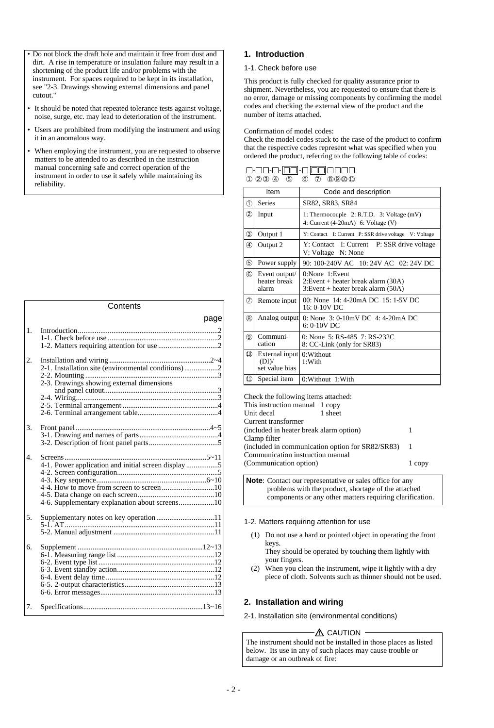- Do not block the draft hole and maintain it free from dust and dirt. A rise in temperature or insulation failure may result in a shortening of the product life and/or problems with the instrument. For spaces required to be kept in its installation, see "2-3. Drawings showing external dimensions and panel cutout."
- It should be noted that repeated tolerance tests against voltage, noise, surge, etc. may lead to deterioration of the instrument.
- Users are prohibited from modifying the instrument and using it in an anomalous way.
- When employing the instrument, you are requested to observe matters to be attended to as described in the instruction manual concerning safe and correct operation of the instrument in order to use it safely while maintaining its reliability.

**Contents**

| | | page |
|---|---|---|
| 1. | Introduction | 2 |
| | 1-1. Check before use | 2 |
| | 1-2. Matters requiring attention for use | 2 |
| 2. | Installation and wiring | 2~4 |
| | 2-1. Installation site (environmental conditions) | 2 |
| | 2-2. Mounting | 3 |
| | 2-3. Drawings showing external dimensions and panel cutout | 3 |
| | 2-4. Wiring | 3 |
| | 2-5. Terminal arrangement | 4 |
| | 2-6. Terminal arrangement table | 4 |
| 3. | Front panel | 4~5 |
| | 3-1. Drawing and names of parts | 4 |
| | 3-2. Description of front panel parts | 5 |
| 4. | Screens | 5~11 |
| | 4-1. Power application and initial screen display | 5 |
| | 4-2. Screen configuration | 5 |
| | 4-3. Key sequence | 6~10 |
| | 4-4. How to move from screen to screen | 10 |
| | 4-5. Data change on each screen | 10 |
| | 4-6. Supplementary explanation about screens | 10 |
| 5. | Supplementary notes on key operation | 11 |
| | 5-1. AT | 11 |
| | 5-2. Manual adjustment | 11 |
| 6. | Supplement | 12~13 |
| | 6-1. Measuring range list | 12 |
| | 6-2. Event type list | 12 |
| | 6-3. Event standby action | 12 |
| | 6-4. Event delay time | 12 |
| | 6-5. 2-output characteristics | 13 |
| | 6-6. Error messages | 13 |
| 7. | Specifications | 13~16 |

# 1. Introduction

## 1-1. Check before use

This product is fully checked for quality assurance prior to shipment. Nevertheless, you are requested to ensure that there is no error, damage or missing components by confirming the model codes and checking the external view of the product and the number of items attached.

Confirmation of model codes:
Check the model codes stuck to the case of the product to confirm that the respective codes represent what was specified when you ordered the product, referring to the following table of codes:

□-□□-□-□□-□□□ □□□□
① ②③ ④ ⑤ ⑥ ⑦ ⑧⑨⑩⑪

| | Item | Code and description |
|---|---|---|
| ① | Series | SR82, SR83, SR84 |
| ② | Input | 1: Thermocouple 2: R.T.D. 3: Voltage (mV) 4: Current (4-20mA) 6: Voltage (V) |
| ③ | Output 1 | Y: Contact I: Current P: SSR drive voltage V: Voltage |
| ④ | Output 2 | Y: Contact I: Current P: SSR drive voltage V: Voltage N: None |
| ⑤ | Power supply | 90: 100-240V AC 10: 24V AC 02: 24V DC |
| ⑥ | Event output/ heater break alarm | 0:None 1:Event 2:Event + heater break alarm (30A) 3:Event + heater break alarm (50A) |
| ⑦ | Remote input | 00: None 14: 4-20mA DC 15: 1-5V DC 16: 0-10V DC |
| ⑧ | Analog output | 0: None 3: 0-10mV DC 4: 4-20mA DC 6: 0-10V DC |
| ⑨ | Communi-cation | 0: None 5: RS-485 7: RS-232C 8: CC-Link (only for SR83) |
| ⑩ | External input (DI)/ set value bias | 0:Without 1:With |
| ⑪ | Special item | 0:Without 1:With |

Check the following items attached:

| | |
|---|---|
| This instruction manual | 1 copy |
| Unit decal | 1 sheet |
| Current transformer (included in heater break alarm option) | 1 |
| Clamp filter (included in communication option for SR82/SR83) | 1 |
| Communication instruction manual (Communication option) | 1 copy |

**Note**: Contact our representative or sales office for any problems with the product, shortage of the attached components or any other matters requiring clarification.

## 1-2. Matters requiring attention for use

(1) Do not use a hard or pointed object in operating the front keys. They should be operated by touching them lightly with your fingers.
(2) When you clean the instrument, wipe it lightly with a dry piece of cloth. Solvents such as thinner should not be used.

# 2. Installation and wiring

## 2-1. Installation site (environmental conditions)

⚠ CAUTION

The instrument should not be installed in those places as listed below. Its use in any of such places may cause trouble or damage or an outbreak of fire: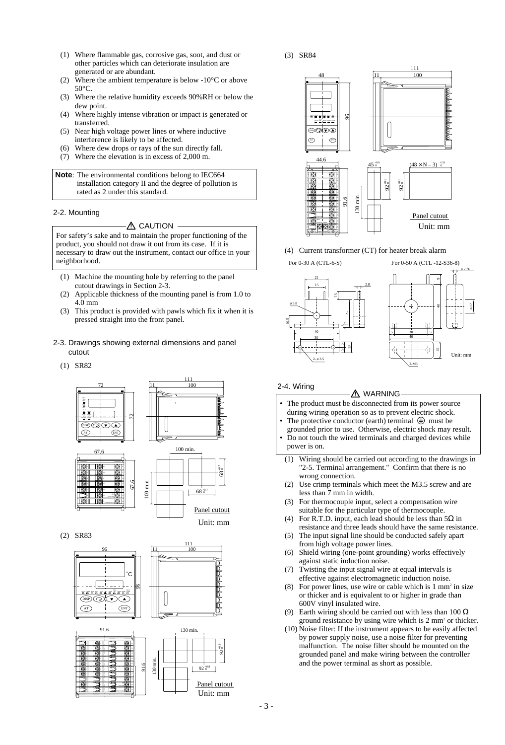(1) Where flammable gas, corrosive gas, soot, and dust or other particles which can deteriorate insulation are generated or are abundant.
(2) Where the ambient temperature is below -10°C or above 50°C.
(3) Where the relative humidity exceeds 90%RH or below the dew point.
(4) Where highly intense vibration or impact is generated or transferred.
(5) Near high voltage power lines or where inductive interference is likely to be affected.
(6) Where dew drops or rays of the sun directly fall.
(7) Where the elevation is in excess of 2,000 m.

**Note**: The environmental conditions belong to IEC664 installation category II and the degree of pollution is rated as 2 under this standard.

## 2-2. Mounting

⚠ CAUTION

For safety's sake and to maintain the proper functioning of the product, you should not draw it out from its case. If it is necessary to draw out the instrument, contact our office in your neighborhood.

(1) Machine the mounting hole by referring to the panel cutout drawings in Section 2-3.
(2) Applicable thickness of the mounting panel is from 1.0 to 4.0 mm
(3) This product is provided with pawls which fix it when it is pressed straight into the front panel.

## 2-3. Drawings showing external dimensions and panel cutout

(1) SR82

Panel cutout
Unit: mm

(2) SR83

Panel cutout
Unit: mm

(3) SR84

Panel cutout
Unit: mm

(4) Current transformer (CT) for heater break alarm

For 0-30 A (CTL-6-S)

For 0-50 A (CTL -12-S36-8)

Unit: mm

## 2-4. Wiring

⚠ WARNING

- The product must be disconnected from its power source during wiring operation so as to prevent electric shock.
- The protective conductor (earth) terminal ⏚ must be grounded prior to use. Otherwise, electric shock may result.
- Do not touch the wired terminals and charged devices while power is on.

(1) Wiring should be carried out according to the drawings in "2-5. Terminal arrangement." Confirm that there is no wrong connection.
(2) Use crimp terminals which meet the M3.5 screw and are less than 7 mm in width.
(3) For thermocouple input, select a compensation wire suitable for the particular type of thermocouple.
(4) For R.T.D. input, each lead should be less than 5Ω in resistance and three leads should have the same resistance.
(5) The input signal line should be conducted safely apart from high voltage power lines.
(6) Shield wiring (one-point grounding) works effectively against static induction noise.
(7) Twisting the input signal wire at equal intervals is effective against electromagnetic induction noise.
(8) For power lines, use wire or cable which is 1 $mm^2$ in size or thicker and is equivalent to or higher in grade than 600V vinyl insulated wire.
(9) Earth wiring should be carried out with less than 100 Ω ground resistance by using wire which is 2 $mm^2$ or thicker.
(10) Noise filter: If the instrument appears to be easily affected by power supply noise, use a noise filter for preventing malfunction. The noise filter should be mounted on the grounded panel and make wiring between the controller and the power terminal as short as possible.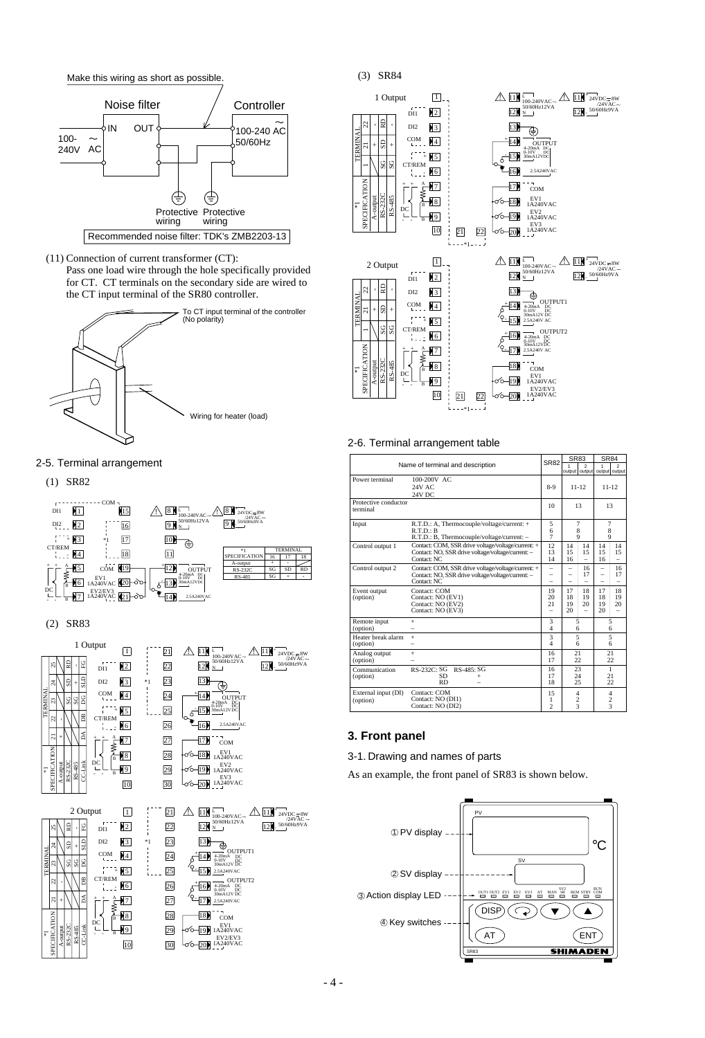Make this wiring as short as possible.

Noise filter — Controller

100-240V AC — IN / OUT — 100-240 AC 50/60Hz

Protective wiring — Protective wiring

Recommended noise filter: TDK's ZMB2203-13

(11) Connection of current transformer (CT):
Pass one load wire through the hole specifically provided for CT. CT terminals on the secondary side are wired to the CT input terminal of the SR80 controller.

To CT input terminal of the controller (No polarity)

Wiring for heater (load)

## 2-5. Terminal arrangement

(1) SR82

| *1 SPECIFICATION | TERMINAL 16 | 17 | 18 |
|---|---|---|---|
| A-output | + | - | |
| RS-232C | SG | SD | RD |
| RS-485 | SG | + | - |

(2) SR83

(3) SR84

## 2-6. Terminal arrangement table

| Name of terminal and description | | SR82 | SR83 1 output | SR83 2 output | SR84 1 output | SR84 2 output |
|---|---|---|---|---|---|---|
| Power terminal | 100-200V AC<br>24V AC<br>24V DC | 8-9 | 11-12 | | 11-12 | |
| Protective conductor terminal | | 10 | 13 | | 13 | |
| Input | R.T.D.: A, Thermocouple/voltage/current: +<br>R.T.D.: B<br>R.T.D.: B, Thermocouple/voltage/current: – | 5<br>6<br>7 | 7<br>8<br>9 | | 7<br>8<br>9 | |
| Control output 1 | Contact: COM, SSR drive voltage/voltage/current: +<br>Contact: NO, SSR drive voltage/voltage/current: –<br>Contact: NC | 12<br>13<br>14 | 14<br>15<br>16 | 14<br>15<br>– | 14<br>15<br>16 | 14<br>15<br>– |
| Control output 2 | Contact: COM, SSR drive voltage/voltage/current: +<br>Contact: NO, SSR drive voltage/voltage/current: –<br>Contact: NC | –<br>–<br>– | –<br>–<br>– | 16<br>17<br>– | –<br>–<br>– | 16<br>17<br>– |
| Event output (option) | Contact: COM<br>Contact: NO (EV1)<br>Contact: NO (EV2)<br>Contact: NO (EV3) | 19<br>20<br>21<br>– | 17<br>18<br>19<br>20 | 18<br>19<br>20<br>– | 17<br>18<br>19<br>20 | 18<br>19<br>20<br>– |
| Remote input (option) | +<br>– | 3<br>4 | 5<br>6 | | 5<br>6 | |
| Heater break alarm (option) | +<br>– | 3<br>4 | 5<br>6 | | 5<br>6 | |
| Analog output (option) | +<br>– | 16<br>17 | 21<br>22 | | 21<br>22 | |
| Communication (option) | RS-232C: SG / RS-485: SG<br>SD / +<br>RD / – | 16<br>17<br>18 | 23<br>24<br>25 | | 1<br>21<br>22 | |
| External input (DI) (option) | Contact: COM<br>Contact: NO (DI1)<br>Contact: NO (DI2) | 15<br>1<br>2 | 4<br>2<br>3 | | 4<br>2<br>3 | |

# 3. Front panel

## 3-1. Drawing and names of parts

As an example, the front panel of SR83 is shown below.

① PV display

② SV display

③ Action display LED

④ Key switches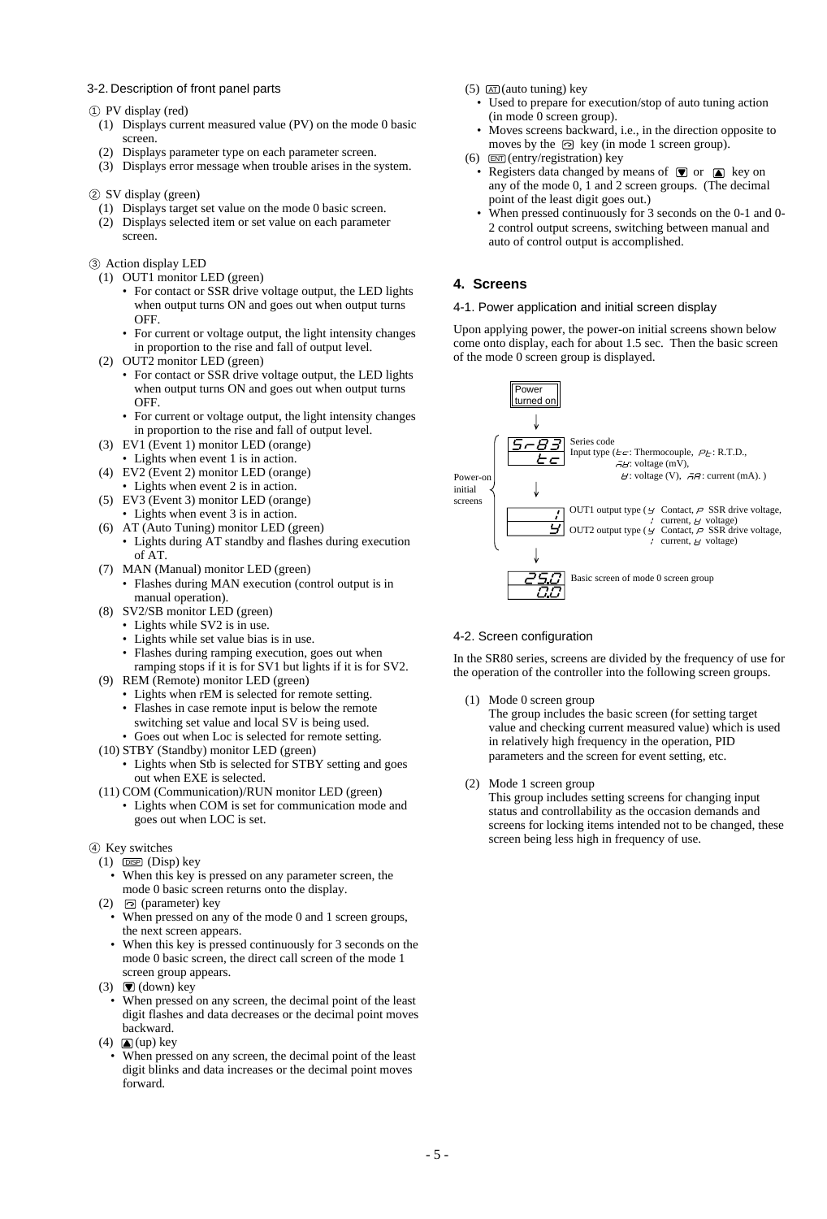### 3-2. Description of front panel parts

① PV display (red)

(1) Displays current measured value (PV) on the mode 0 basic screen.
(2) Displays parameter type on each parameter screen.
(3) Displays error message when trouble arises in the system.

② SV display (green)

(1) Displays target set value on the mode 0 basic screen.
(2) Displays selected item or set value on each parameter screen.

③ Action display LED

(1) OUT1 monitor LED (green)
- For contact or SSR drive voltage output, the LED lights when output turns ON and goes out when output turns OFF.
- For current or voltage output, the light intensity changes in proportion to the rise and fall of output level.

(2) OUT2 monitor LED (green)
- For contact or SSR drive voltage output, the LED lights when output turns ON and goes out when output turns OFF.
- For current or voltage output, the light intensity changes in proportion to the rise and fall of output level.

(3) EV1 (Event 1) monitor LED (orange)
- Lights when event 1 is in action.

(4) EV2 (Event 2) monitor LED (orange)
- Lights when event 2 is in action.

(5) EV3 (Event 3) monitor LED (orange)
- Lights when event 3 is in action.

(6) AT (Auto Tuning) monitor LED (green)
- Lights during AT standby and flashes during execution of AT.

(7) MAN (Manual) monitor LED (green)
- Flashes during MAN execution (control output is in manual operation).

(8) SV2/SB monitor LED (green)
- Lights while SV2 is in use.
- Lights while set value bias is in use.
- Flashes during ramping execution, goes out when ramping stops if it is for SV1 but lights if it is for SV2.

(9) REM (Remote) monitor LED (green)
- Lights when rEM is selected for remote setting.
- Flashes in case remote input is below the remote switching set value and local SV is being used.
- Goes out when Loc is selected for remote setting.

(10) STBY (Standby) monitor LED (green)
- Lights when Stb is selected for STBY setting and goes out when EXE is selected.

(11) COM (Communication)/RUN monitor LED (green)
- Lights when COM is set for communication mode and goes out when LOC is set.

④ Key switches

(1) DISP (Disp) key
- When this key is pressed on any parameter screen, the mode 0 basic screen returns onto the display.

(2) (parameter) key
- When pressed on any of the mode 0 and 1 screen groups, the next screen appears.
- When this key is pressed continuously for 3 seconds on the mode 0 basic screen, the direct call screen of the mode 1 screen group appears.

(3) ▼ (down) key
- When pressed on any screen, the decimal point of the least digit flashes and data decreases or the decimal point moves backward.

(4) ▲ (up) key
- When pressed on any screen, the decimal point of the least digit blinks and data increases or the decimal point moves forward.

(5) AT (auto tuning) key
- Used to prepare for execution/stop of auto tuning action (in mode 0 screen group).
- Moves screens backward, i.e., in the direction opposite to moves by the key (in mode 1 screen group).

(6) ENT (entry/registration) key
- Registers data changed by means of ▼ or ▲ key on any of the mode 0, 1 and 2 screen groups. (The decimal point of the least digit goes out.)
- When pressed continuously for 3 seconds on the 0-1 and 0-2 control output screens, switching between manual and auto of control output is accomplished.

## 4. Screens

### 4-1. Power application and initial screen display

Upon applying power, the power-on initial screens shown below come onto display, each for about 1.5 sec. Then the basic screen of the mode 0 screen group is displayed.

Power turned on

↓

Power-on initial screens:

- SR83 / tc — Series code; Input type (tc: Thermocouple, Pt: R.T.D., mV: voltage (mV), V: voltage (V), mA: current (mA).)

↓

- 1 / Y — OUT1 output type (Y Contact, P SSR drive voltage, I current, V voltage); OUT2 output type (Y Contact, P SSR drive voltage, I current, V voltage)

↓

25.0 / 0.0 — Basic screen of mode 0 screen group

### 4-2. Screen configuration

In the SR80 series, screens are divided by the frequency of use for the operation of the controller into the following screen groups.

(1) Mode 0 screen group
The group includes the basic screen (for setting target value and checking current measured value) which is used in relatively high frequency in the operation, PID parameters and the screen for event setting, etc.

(2) Mode 1 screen group
This group includes setting screens for changing input status and controllability as the occasion demands and screens for locking items intended not to be changed, these screen being less high in frequency of use.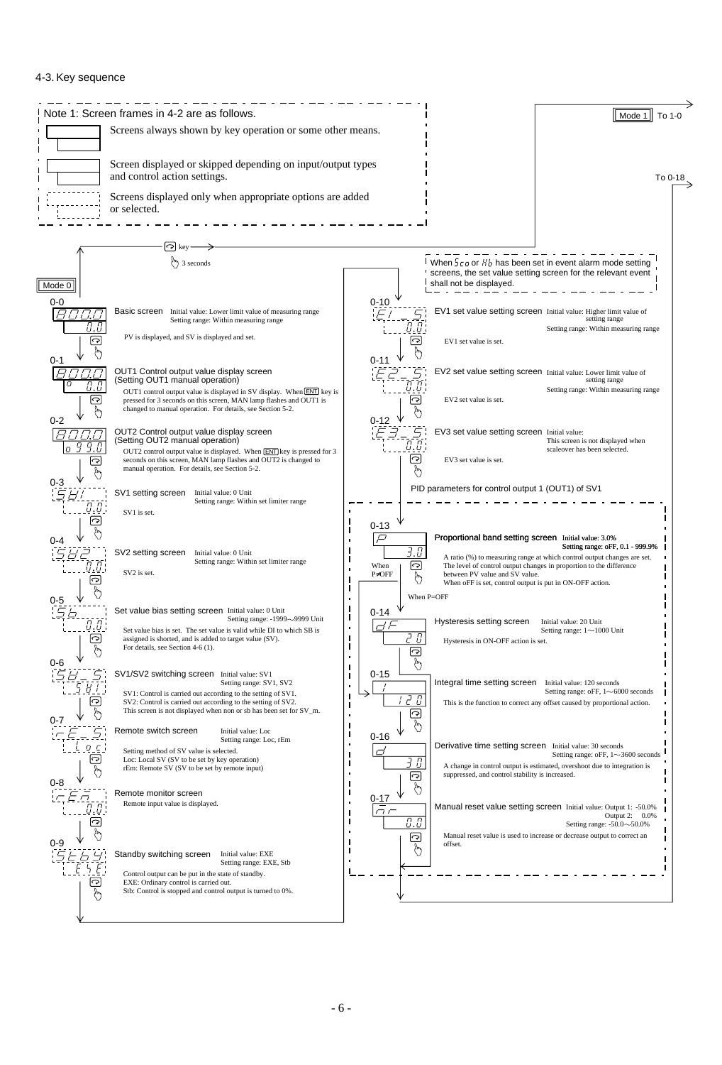## 4-3. Key sequence

Note 1: Screen frames in 4-2 are as follows.

- (Solid frame) Screens always shown by key operation or some other means.
- (Solid frame) Screen displayed or skipped depending on input/output types and control action settings.
- (Dashed frame) Screens displayed only when appropriate options are added or selected.

Mode 1 → To 1-0

To 0-18

(key) → 3 seconds

**Mode 0**

**0-0** 8000 / 0.0
Basic screen  Initial value: Lower limit value of measuring range
Setting range: Within measuring range
PV is displayed, and SV is displayed and set.

**0-1** 8000 / o 0.0
OUT1 Control output value display screen (Setting OUT1 manual operation)
OUT1 control output value is displayed in SV display. When ENT key is pressed for 3 seconds on this screen, MAN lamp flashes and OUT1 is changed to manual operation. For details, see Section 5-2.

**0-2** 8000 / o 99.0
OUT2 Control output value display screen (Setting OUT2 manual operation)
OUT2 control output value is displayed. When ENT key is pressed for 3 seconds on this screen, MAN lamp flashes and OUT2 is changed to manual operation. For details, see Section 5-2.

**0-3** SV1 / 0.0
SV1 setting screen  Initial value: 0 Unit
Setting range: Within set limiter range
SV1 is set.

**0-4** SV2 / 0.0
SV2 setting screen  Initial value: 0 Unit
Setting range: Within set limiter range
SV2 is set.

**0-5** Sb / 0.0
Set value bias setting screen  Initial value: 0 Unit
Setting range: -1999～9999 Unit
Set value bias is set. The set value is valid while DI to which SB is assigned is shorted, and is added to target value (SV).
For details, see Section 4-6 (1).

**0-6** SV_S / SV1
SV1/SV2 switching screen  Initial value: SV1
Setting range: SV1, SV2
SV1: Control is carried out according to the setting of SV1.
SV2: Control is carried out according to the setting of SV2.
This screen is not displayed when non or sb has been set for SV_m.

**0-7** rE_S / Loc
Remote switch screen  Initial value: Loc
Setting range: Loc, rEm
Setting method of SV value is selected.
Loc: Local SV (SV to be set by key operation)
rEm: Remote SV (SV to be set by remote input)

**0-8** rEm / 0.0
Remote monitor screen
Remote input value is displayed.

**0-9** Stby / EXE
Standby switching screen  Initial value: EXE
Setting range: EXE, Stb
Control output can be put in the state of standby.
EXE: Ordinary control is carried out.
Stb: Control is stopped and control output is turned to 0%.

When Sco or Hb has been set in event alarm mode setting screens, the set value setting screen for the relevant event shall not be displayed.

**0-10** E1_S / 0.0
EV1 set value setting screen  Initial value: Higher limit value of setting range
Setting range: Within measuring range
EV1 set value is set.

**0-11** E2_S / 0.0
EV2 set value setting screen  Initial value: Lower limit value of setting range
Setting range: Within measuring range
EV2 set value is set.

**0-12** E3_S / 0.0
EV3 set value setting screen  Initial value:
This screen is not displayed when scaleover has been selected.
EV3 set value is set.

PID parameters for control output 1 (OUT1) of SV1

**0-13** P / 3.0
Proportional band setting screen  Initial value: 3.0%
Setting range: oFF, 0.1 - 999.9%
A ratio (%) to measuring range at which control output changes are set. The level of control output changes in proportion to the difference between PV value and SV value.
When oFF is set, control output is put in ON-OFF action.

When P≠OFF → 0-15; When P=OFF → 0-14

**0-14** dF / 20
Hysteresis setting screen  Initial value: 20 Unit
Setting range: 1～1000 Unit
Hysteresis in ON-OFF action is set.

**0-15** I / 120
Integral time setting screen  Initial value: 120 seconds
Setting range: oFF, 1～6000 seconds
This is the function to correct any offset caused by proportional action.

**0-16** d / 30
Derivative time setting screen  Initial value: 30 seconds
Setting range: oFF, 1～3600 seconds
A change in control output is estimated, overshoot due to integration is suppressed, and control stability is increased.

**0-17** mr / 0.0
Manual reset value setting screen  Initial value: Output 1: -50.0%
Output 2: 0.0%
Setting range: -50.0～50.0%
Manual reset value is used to increase or decrease output to correct an offset.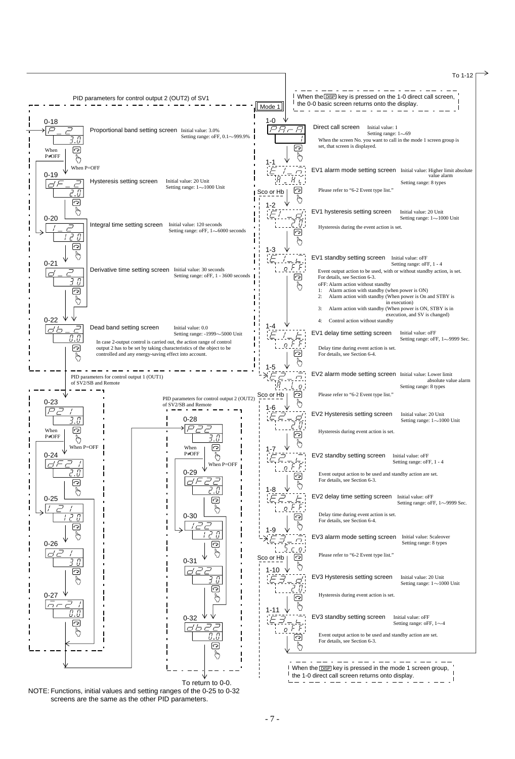## Mode 1

When the DISP key is pressed on the 1-0 direct call screen, the 0-0 basic screen returns onto the display.

To 1-12

### PID parameters for control output 2 (OUT2) of SV1

**0-18** P_2 / 3.0 — **Proportional band setting screen** Initial value: 3.0% Setting range: oFF, 0.1～999.9%

When P≠OFF / When P=OFF

**0-19** dF_2 / 2.0 — **Hysteresis setting screen** Initial value: 20 Unit Setting range: 1～1000 Unit

**0-20** I_2 / 120 — **Integral time setting screen** Initial value: 120 seconds Setting range: oFF, 1～6000 seconds

**0-21** d_2 / 30 — **Derivative time setting screen** Initial value: 30 seconds Setting range: oFF, 1 - 3600 seconds

**0-22** db_2 / 0.0 — **Dead band setting screen** Initial value: 0.0 Setting range: -1999～5000 Unit

In case 2-output control is carried out, the action range of control output 2 has to be set by taking characteristics of the object to be controlled and any energy-saving effect into account.

### PID parameters for control output 1 (OUT1) of SV2/SB and Remote

**0-23** P2 1 / 3.0 (When P≠OFF / When P=OFF)

**0-24** dF2 1 / 2.0

**0-25** I 2 1 / 120

**0-26** d2 1 / 30

**0-27** ar2 1 / 0.0

### PID parameters for control output 2 (OUT2) of SV2/SB and Remote

**0-28** P22 / 3.0 (When P≠OFF / When P=OFF)

**0-29** dF22 / 2.0

**0-30** I22 / 120

**0-31** d22 / 30

**0-32** db22 / 0.0

To return to 0-0.

NOTE: Functions, initial values and setting ranges of the 0-25 to 0-32 screens are the same as the other PID parameters.

### Mode 1 screen group

**1-0** PAr-A / 1 — **Direct call screen** Initial value: 1 Setting range: 1～69
When the screen No. you want to call in the mode 1 screen group is set, that screen is displayed.

**1-1** E1_m / A_H1 — **EV1 alarm mode setting screen** Initial value: Higher limit absolute value alarm Setting range: 8 types
Please refer to "6-2 Event type list."

Sco or Hb

**1-2** E1_d / 20 — **EV1 hysteresis setting screen** Initial value: 20 Unit Setting range: 1～1000 Unit
Hysteresis during the event action is set.

**1-3** E1_L / oFF — **EV1 standby setting screen** Initial value: oFF Setting range: oFF, 1 - 4
Event output action to be used, with or without standby action, is set. For details, see Section 6-3.
- oFF: Alarm action without standby
- 1: Alarm action with standby (when power is ON)
- 2: Alarm action with standby (When power is On and STBY is in execution)
- 3: Alarm action with standby (When power is ON, STBY is in execution, and SV is changed)
- 4: Control action without standby

**1-4** E1_t / oFF — **EV1 delay time setting screen** Initial value: oFF Setting range: oFF, 1～9999 Sec.
Delay time during event action is set. For details, see Section 6-4.

**1-5** E2_m / A_Lo — **EV2 alarm mode setting screen** Initial value: Lower limit absolute value alarm Setting range: 8 types
Please refer to "6-2 Event type list."

Sco or Hb

**1-6** E2_d / 20 — **EV2 Hysteresis setting screen** Initial value: 20 Unit Setting range: 1～1000 Unit
Hysteresis during event action is set.

**1-7** E2_L / oFF — **EV2 standby setting screen** Initial value: oFF Setting range: oFF, 1 - 4
Event output action to be used and standby action are set. For details, see Section 6-3.

**1-8** E2_t / oFF — **EV2 delay time setting screen** Initial value: oFF Setting range: oFF, 1～9999 Sec.
Delay time during event action is set. For details, see Section 6-4.

**1-9** E3_m / Sco — **EV3 alarm mode setting screen** Initial value: Scaleover Setting range: 8 types
Please refer to "6-2 Event type list."

Sco or Hb

**1-10** E3_d / 20 — **EV3 Hysteresis setting screen** Initial value: 20 Unit Setting range: 1～1000 Unit
Hysteresis during event action is set.

**1-11** E3_L / oFF — **EV3 standby setting screen** Initial value: oFF Setting range: oFF, 1～4
Event output action to be used and standby action are set. For details, see Section 6-3.

When the DISP key is pressed in the mode 1 screen group, the 1-0 direct call screen returns onto display.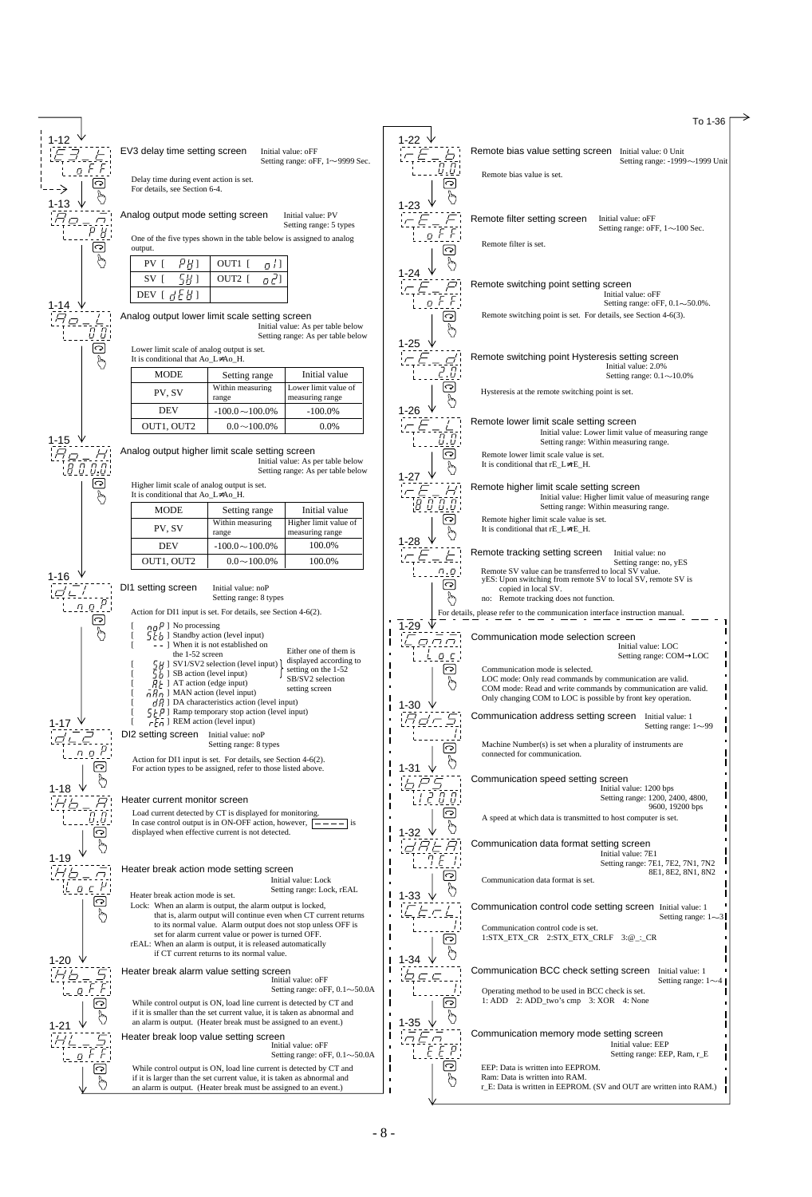### 1-12 EV3 delay time setting screen

Display: E3_L / oFF

Initial value: oFF
Setting range: oFF, 1～9999 Sec.

Delay time during event action is set.
For details, see Section 6-4.

### 1-13 Analog output mode setting screen

Display: Ao_n / PV

Initial value: PV
Setting range: 5 types

One of the five types shown in the table below is assigned to analog output.

| | |
|---|---|
| PV [ PV ] | OUT1 [ o1 ] |
| SV [ SV ] | OUT2 [ o2 ] |
| DEV [ dEV ] | |

### 1-14 Analog output lower limit scale setting screen

Display: Ao_L / 0.0

Initial value: As per table below
Setting range: As per table below

Lower limit scale of analog output is set.
It is conditional that Ao_L≠Ao_H.

| MODE | Setting range | Initial value |
|---|---|---|
| PV, SV | Within measuring range | Lower limit value of measuring range |
| DEV | -100.0～100.0% | -100.0% |
| OUT1, OUT2 | 0.0～100.0% | 0.0% |

### 1-15 Analog output higher limit scale setting screen

Display: Ao_H / 800.0

Initial value: As per table below
Setting range: As per table below

Higher limit scale of analog output is set.
It is conditional that Ao_L≠Ao_H.

| MODE | Setting range | Initial value |
|---|---|---|
| PV, SV | Within measuring range | Higher limit value of measuring range |
| DEV | -100.0～100.0% | 100.0% |
| OUT1, OUT2 | 0.0～100.0% | 100.0% |

### 1-16 DI1 setting screen

Display: dI1 / noP

Initial value: noP
Setting range: 8 types

Action for DI1 input is set. For details, see Section 4-6(2).

- [ noP ] No processing
- [ Stb ] Standby action (level input)
- [ - - ] When it is not established on the 1-52 screen
- [ SV ] SV1/SV2 selection (level input)
- [ Sb ] SB action (level input)
- [ At ] AT action (edge input)
- [ nAn ] MAN action (level input)
- [ dA ] DA characteristics action (level input)
- [ StP ] Ramp temporary stop action (level input)
- [ rEn ] REM action (level input)

(SV / Sb / At / nAn: Either one of them is displayed according to setting on the 1-52 SB/SV2 selection setting screen)

### 1-17 DI2 setting screen

Display: dI2 / noP

Initial value: noP
Setting range: 8 types

Action for DI1 input is set. For details, see Section 4-6(2).
For action types to be assigned, refer to those listed above.

### 1-18 Heater current monitor screen

Display: Hb_A / 0.0

Load current detected by CT is displayed for monitoring.
In case control output is in ON-OFF action, however, [ - - - - ] is displayed when effective current is not detected.

### 1-19 Heater break action mode setting screen

Display: Hb_n / LocH

Initial value: Lock
Setting range: Lock, rEAL

Heater break action mode is set.

Lock: When an alarm is output, the alarm output is locked, that is, alarm output will continue even when CT current returns to its normal value. Alarm output does not stop unless OFF is set for alarm current value or power is turned OFF.

rEAL: When an alarm is output, it is released automatically if CT current returns to its normal value.

### 1-20 Heater break alarm value setting screen

Display: Hb_S / oFF

Initial value: oFF
Setting range: oFF, 0.1～50.0A

While control output is ON, load line current is detected by CT and if it is smaller than the set current value, it is taken as abnormal and an alarm is output. (Heater break must be assigned to an event.)

### 1-21 Heater break loop value setting screen

Display: HL_S / oFF

Initial value: oFF
Setting range: oFF, 0.1～50.0A

While control output is ON, load line current is detected by CT and if it is larger than the set current value, it is taken as abnormal and an alarm is output. (Heater break must be assigned to an event.)

### 1-22 Remote bias value setting screen

Display: rE_b / 0.0

Initial value: 0 Unit
Setting range: -1999～1999 Unit

Remote bias value is set.

### 1-23 Remote filter setting screen

Display: rE_F / oFF

Initial value: oFF
Setting range: oFF, 1～100 Sec.

Remote filter is set.

### 1-24 Remote switching point setting screen

Display: rE_P / oFF

Initial value: oFF
Setting range: oFF, 0.1～50.0%.

Remote switching point is set. For details, see Section 4-6(3).

### 1-25 Remote switching point Hysteresis setting screen

Display: rE_d / 2.0

Initial value: 2.0%
Setting range: 0.1～10.0%

Hysteresis at the remote switching point is set.

### 1-26 Remote lower limit scale setting screen

Display: rE_L / 0.0

Initial value: Lower limit value of measuring range
Setting range: Within measuring range.

Remote lower limit scale value is set.
It is conditional that rE_L≠rE_H.

### 1-27 Remote higher limit scale setting screen

Display: rE_H / 800.0

Initial value: Higher limit value of measuring range
Setting range: Within measuring range.

Remote higher limit scale value is set.
It is conditional that rE_L≠rE_H.

### 1-28 Remote tracking setting screen

Display: rE_t / no

Initial value: no
Setting range: no, yES

Remote SV value can be transferred to local SV value.
yES: Upon switching from remote SV to local SV, remote SV is copied in local SV.
no: Remote tracking does not function.

For details, please refer to the communication interface instruction manual.

### 1-29 Communication mode selection screen

Display: Conn / Loc

Initial value: LOC
Setting range: COM→LOC

Communication mode is selected.
LOC mode: Only read commands by communication are valid.
COM mode: Read and write commands by communication are valid.
Only changing COM to LOC is possible by front key operation.

### 1-30 Communication address setting screen

Display: Adrs / 1

Initial value: 1
Setting range: 1～99

Machine Number(s) is set when a plurality of instruments are connected for communication.

### 1-31 Communication speed setting screen

Display: bPS / 1200

Initial value: 1200 bps
Setting range: 1200, 2400, 4800, 9600, 19200 bps

A speed at which data is transmitted to host computer is set.

### 1-32 Communication data format setting screen

Display: dAtA / 7E1

Initial value: 7E1
Setting range: 7E1, 7E2, 7N1, 7N2, 8E1, 8E2, 8N1, 8N2

Communication data format is set.

### 1-33 Communication control code setting screen

Display: CtrL / 1

Initial value: 1
Setting range: 1～3

Communication control code is set.
1:STX_ETX_CR 2:STX_ETX_CRLF 3:@_:_CR

### 1-34 Communication BCC check setting screen

Display: bCC / 1

Initial value: 1
Setting range: 1～4

Operating method to be used in BCC check is set.
1: ADD 2: ADD_two's cmp 3: XOR 4: None

### 1-35 Communication memory mode setting screen

Display: nEn / EEP

Initial value: EEP
Setting range: EEP, Ram, r_E

EEP: Data is written into EEPROM.
Ram: Data is written into RAM.
r_E: Data is written in EEPROM. (SV and OUT are written into RAM.)

To 1-36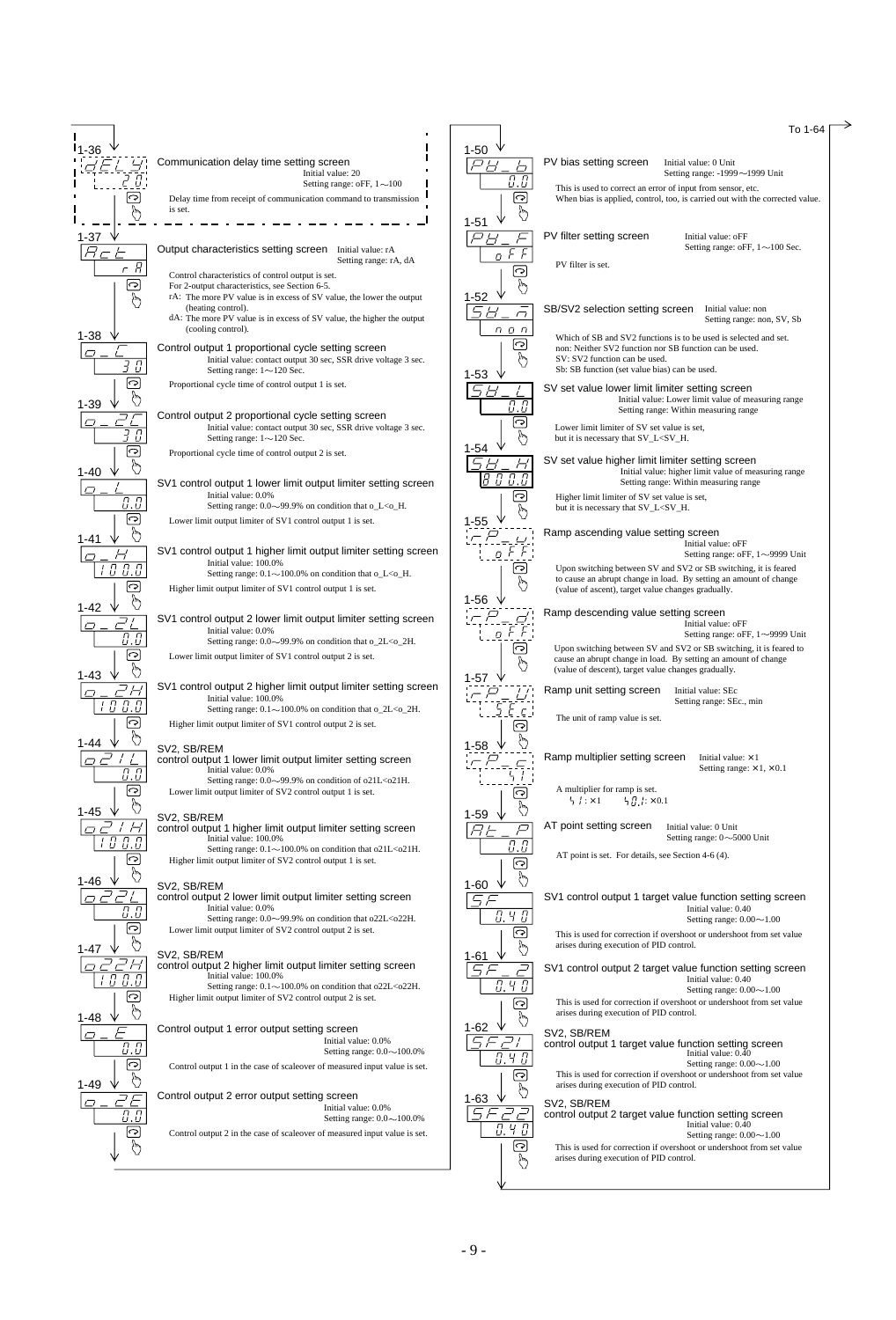**1-36** `dELY` / `20`

**Communication delay time setting screen**
Initial value: 20
Setting range: oFF, 1～100

Delay time from receipt of communication command to transmission is set.

**1-37** `Act` / `rA`

**Output characteristics setting screen** Initial value: rA
Setting range: rA, dA

Control characteristics of control output is set.
For 2-output characteristics, see Section 6-5.
rA: The more PV value is in excess of SV value, the lower the output (heating control).
dA: The more PV value is in excess of SV value, the higher the output (cooling control).

**1-38** `o_C` / `30`

**Control output 1 proportional cycle setting screen**
Initial value: contact output 30 sec, SSR drive voltage 3 sec.
Setting range: 1～120 Sec.

Proportional cycle time of control output 1 is set.

**1-39** `o_2C` / `30`

**Control output 2 proportional cycle setting screen**
Initial value: contact output 30 sec, SSR drive voltage 3 sec.
Setting range: 1～120 Sec.

Proportional cycle time of control output 2 is set.

**1-40** `o_L` / `0.0`

**SV1 control output 1 lower limit output limiter setting screen**
Initial value: 0.0%
Setting range: 0.0～99.9% on condition that o_L<o_H.

Lower limit output limiter of SV1 control output 1 is set.

**1-41** `o_H` / `100.0`

**SV1 control output 1 higher limit output limiter setting screen**
Initial value: 100.0%
Setting range: 0.1～100.0% on condition that o_L<o_H.

Higher limit output limiter of SV1 control output 1 is set.

**1-42** `o_2L` / `0.0`

**SV1 control output 2 lower limit output limiter setting screen**
Initial value: 0.0%
Setting range: 0.0～99.9% on condition that o_2L<o_2H.

Lower limit output limiter of SV1 control output 2 is set.

**1-43** `o_2H` / `100.0`

**SV1 control output 2 higher limit output limiter setting screen**
Initial value: 100.0%
Setting range: 0.1～100.0% on condition that o_2L<o_2H.

Higher limit output limiter of SV1 control output 2 is set.

**1-44** `o21L` / `0.0`

**SV2, SB/REM control output 1 lower limit output limiter setting screen**
Initial value: 0.0%
Setting range: 0.0～99.9% on condition of o21L<o21H.

Lower limit output limiter of SV2 control output 1 is set.

**1-45** `o21H` / `100.0`

**SV2, SB/REM control output 1 higher limit output limiter setting screen**
Initial value: 100.0%
Setting range: 0.1～100.0% on condition that o21L<o21H.

Higher limit output limiter of SV2 control output 1 is set.

**1-46** `o22L` / `0.0`

**SV2, SB/REM control output 2 lower limit output limiter setting screen**
Initial value: 0.0%
Setting range: 0.0～99.9% on condition that o22L<o22H.

Lower limit output limiter of SV2 control output 2 is set.

**1-47** `o22H` / `100.0`

**SV2, SB/REM control output 2 higher limit output limiter setting screen**
Initial value: 100.0%
Setting range: 0.1～100.0% on condition that o22L<o22H.

Higher limit output limiter of SV2 control output 2 is set.

**1-48** `o_E` / `0.0`

**Control output 1 error output setting screen**
Initial value: 0.0%
Setting range: 0.0～100.0%

Control output 1 in the case of scaleover of measured input value is set.

**1-49** `o_2E` / `0.0`

**Control output 2 error output setting screen**
Initial value: 0.0%
Setting range: 0.0～100.0%

Control output 2 in the case of scaleover of measured input value is set.

**1-50** `PV_b` / `0.0`

**PV bias setting screen** Initial value: 0 Unit
Setting range: -1999～1999 Unit

This is used to correct an error of input from sensor, etc.
When bias is applied, control, too, is carried out with the corrected value.

**1-51** `PV_F` / `oFF`

**PV filter setting screen** Initial value: oFF
Setting range: oFF, 1～100 Sec.

PV filter is set.

**1-52** `SV_n` / `non`

**SB/SV2 selection setting screen** Initial value: non
Setting range: non, SV, Sb

Which of SB and SV2 functions is to be used is selected and set.
non: Neither SV2 function nor SB function can be used.
SV: SV2 function can be used.
Sb: SB function (set value bias) can be used.

**1-53** `SV_L` / `0.0`

**SV set value lower limit limiter setting screen**
Initial value: Lower limit value of measuring range
Setting range: Within measuring range

Lower limit limiter of SV set value is set,
but it is necessary that SV_L<SV_H.

**1-54** `SV_H` / `800.0`

**SV set value higher limit limiter setting screen**
Initial value: higher limit value of measuring range
Setting range: Within measuring range

Higher limit limiter of SV set value is set,
but it is necessary that SV_L<SV_H.

**1-55** `rP_U` / `oFF`

**Ramp ascending value setting screen**
Initial value: oFF
Setting range: oFF, 1～9999 Unit

Upon switching between SV and SV2 or SB switching, it is feared to cause an abrupt change in load. By setting an amount of change (value of ascent), target value changes gradually.

**1-56** `rP_d` / `oFF`

**Ramp descending value setting screen**
Initial value: oFF
Setting range: oFF, 1～9999 Unit

Upon switching between SV and SV2 or SB switching, it is feared to cause an abrupt change in load. By setting an amount of change (value of descent), target value changes gradually.

**1-57** `rP_U` / `SEc`

**Ramp unit setting screen** Initial value: SEc
Setting range: SEc., min

The unit of ramp value is set.

**1-58** `rP_r` / `×1`

**Ramp multiplier setting screen** Initial value: ×1
Setting range: ×1, ×0.1

A multiplier for ramp is set.
×1: ×1  ×0.1: ×0.1

**1-59** `At_P` / `0.0`

**AT point setting screen** Initial value: 0 Unit
Setting range: 0～5000 Unit

AT point is set. For details, see Section 4-6 (4).

**1-60** `SF` / `0.40`

**SV1 control output 1 target value function setting screen**
Initial value: 0.40
Setting range: 0.00～1.00

This is used for correction if overshoot or undershoot from set value arises during execution of PID control.

**1-61** `SF_2` / `0.40`

**SV1 control output 2 target value function setting screen**
Initial value: 0.40
Setting range: 0.00～1.00

This is used for correction if overshoot or undershoot from set value arises during execution of PID control.

**1-62** `SF21` / `0.40`

**SV2, SB/REM control output 1 target value function setting screen**
Initial value: 0.40
Setting range: 0.00～1.00

This is used for correction if overshoot or undershoot from set value arises during execution of PID control.

**1-63** `SF22` / `0.40`

**SV2, SB/REM control output 2 target value function setting screen**
Initial value: 0.40
Setting range: 0.00～1.00

This is used for correction if overshoot or undershoot from set value arises during execution of PID control.

To 1-64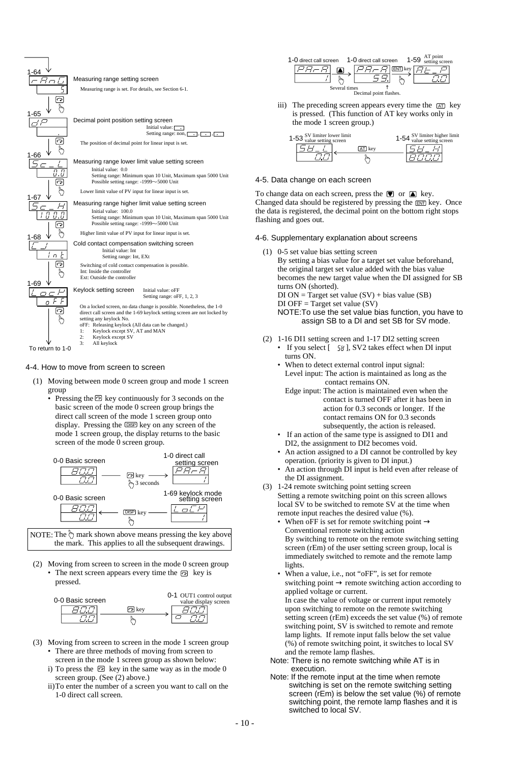1-64 Measuring range setting screen (display: rAnG / 5)

Measuring range is set. For details, see Section 6-1.

1-65 Decimal point position setting screen (display: dP)

Initial value: [ . ]
Setting range: non, [ . ], [ . ], [ . ]

The position of decimal point for linear input is set.

1-66 Measuring range lower limit value setting screen (display: Sc_L / 0.0)

Initial value: 0.0
Setting range: Minimum span 10 Unit, Maximum span 5000 Unit
Possible setting range: -1999~5000 Unit

Lower limit value of PV input for linear input is set.

1-67 Measuring range higher limit value setting screen (display: Sc_H / 100.0)

Initial value: 100.0
Setting range: Minimum span 10 Unit, Maximum span 5000 Unit
Possible setting range: -1999~5000 Unit

Higher limit value of PV input for linear input is set.

1-68 Cold contact compensation switching screen (display: C_J / Int)

Initial value: Int
Setting range: Int, EXt

Switching of cold contact compensation is possible.
Int: Inside the controller
Ext: Outside the controller

1-69 Keylock setting screen (display: LocK / oFF)

Initial value: oFF
Setting range: oFF, 1, 2, 3

On a locked screen, no data change is possible. Nonetheless, the 1-0 direct call screen and the 1-69 keylock setting screen are not locked by setting any keylock No.

oFF: Releasing keylock (All data can be changed.)
1: Keylock except SV, AT and MAN
2: Keylock except SV
3: All keylock

To return to 1-0

## 4-4. How to move from screen to screen

(1) Moving between mode 0 screen group and mode 1 screen group

- Pressing the key continuously for 3 seconds on the basic screen of the mode 0 screen group brings the direct call screen of the mode 1 screen group onto display. Pressing the DISP key on any screen of the mode 1 screen group, the display returns to the basic screen of the mode 0 screen group.

0-0 Basic screen (80.0 / 0.0) → key 3 seconds → 1-0 direct call setting screen (PArA / 1)

0-0 Basic screen (80.0 / 0.0) ← DISP key ← 1-69 keylock mode setting screen (LocK / 1)

NOTE: The mark shown above means pressing the key above the mark. This applies to all the subsequent drawings.

(2) Moving from screen to screen in the mode 0 screen group

- The next screen appears every time the key is pressed.

0-0 Basic screen (80.0 / 0.0) → key → 0-1 OUT1 control output value display screen (80.0 / 0.0)

(3) Moving from screen to screen in the mode 1 screen group

- There are three methods of moving from screen to screen in the mode 1 screen group as shown below:

i) To press the key in the same way as in the mode 0 screen group. (See (2) above.)

ii) To enter the number of a screen you want to call on the 1-0 direct call screen.

1-0 direct call screen (PArA / 1) → ▲ Several times → 1-0 direct call screen (PArA / 59.) Decimal point flashes. → ENT key → 1-59 AT point setting screen (At_P / 0.0)

iii) The preceding screen appears every time the AT key is pressed. (This function of AT key works only in the mode 1 screen group.)

1-53 SV limiter lower limit value setting screen (SV_L / 0.0) ← AT key ← 1-54 SV limiter higher limit value setting screen (SV_H / 800.0)

## 4-5. Data change on each screen

To change data on each screen, press the ▼ or ▲ key. Changed data should be registered by pressing the ENT key. Once the data is registered, the decimal point on the bottom right stops flashing and goes out.

## 4-6. Supplementary explanation about screens

(1) 0-5 set value bias setting screen

By setting a bias value for a target set value beforehand, the original target set value added with the bias value becomes the new target value when the DI assigned for SB turns ON (shorted).

DI ON = Target set value (SV) + bias value (SB)
DI OFF = Target set value (SV)

NOTE: To use the set value bias function, you have to assign SB to a DI and set SB for SV mode.

(2) 1-16 DI1 setting screen and 1-17 DI2 setting screen

- If you select [ SV ], SV2 takes effect when DI input turns ON.
- When to detect external control input signal:
  Level input: The action is maintained as long as the contact remains ON.
  Edge input: The action is maintained even when the contact is turned OFF after it has been in action for 0.3 seconds or longer. If the contact remains ON for 0.3 seconds subsequently, the action is released.
- If an action of the same type is assigned to DI1 and DI2, the assignment to DI2 becomes void.
- An action assigned to a DI cannot be controlled by key operation. (priority is given to DI input.)
- An action through DI input is held even after release of the DI assignment.

(3) 1-24 remote switching point setting screen

Setting a remote switching point on this screen allows local SV to be switched to remote SV at the time when remote input reaches the desired value (%).

- When oFF is set for remote switching point → Conventional remote switching action
  By switching to remote on the remote switching setting screen (rEm) of the user setting screen group, local is immediately switched to remote and the remote lamp lights.
- When a value, i.e., not "oFF", is set for remote switching point → remote switching action according to applied voltage or current.
  In case the value of voltage or current input remotely upon switching to remote on the remote switching setting screen (rEm) exceeds the set value (%) of remote switching point, SV is switched to remote and remote lamp lights. If remote input falls below the set value (%) of remote switching point, it switches to local SV and the remote lamp flashes.

Note: There is no remote switching while AT is in execution.

Note: If the remote input at the time when remote switching is set on the remote switching setting screen (rEm) is below the set value (%) of remote switching point, the remote lamp flashes and it is switched to local SV.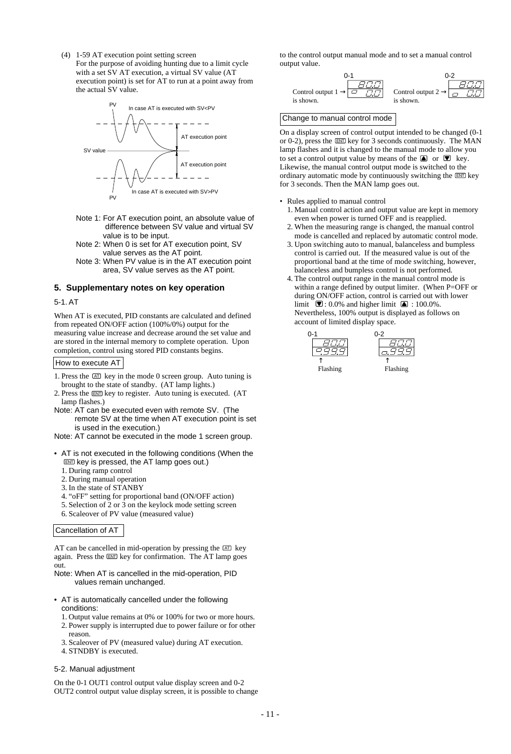(4) 1-59 AT execution point setting screen

For the purpose of avoiding hunting due to a limit cycle with a set SV AT execution, a virtual SV value (AT execution point) is set for AT to run at a point away from the actual SV value.

PV

In case AT is executed with SV<PV

AT execution point

SV value

AT execution point

In case AT is executed with SV>PV

PV

Note 1: For AT execution point, an absolute value of difference between SV value and virtual SV value is to be input.

Note 2: When 0 is set for AT execution point, SV value serves as the AT point.

Note 3: When PV value is in the AT execution point area, SV value serves as the AT point.

## 5. Supplementary notes on key operation

### 5-1. AT

When AT is executed, PID constants are calculated and defined from repeated ON/OFF action (100%/0%) output for the measuring value increase and decrease around the set value and are stored in the internal memory to complete operation. Upon completion, control using stored PID constants begins.

**How to execute AT**

1. Press the AT key in the mode 0 screen group. Auto tuning is brought to the state of standby. (AT lamp lights.)
2. Press the ENT key to register. Auto tuning is executed. (AT lamp flashes.)

Note: AT can be executed even with remote SV. (The remote SV at the time when AT execution point is set is used in the execution.)

Note: AT cannot be executed in the mode 1 screen group.

- AT is not executed in the following conditions (When the ENT key is pressed, the AT lamp goes out.)
  1. During ramp control
  2. During manual operation
  3. In the state of STANBY
  4. "oFF" setting for proportional band (ON/OFF action)
  5. Selection of 2 or 3 on the keylock mode setting screen
  6. Scaleover of PV value (measured value)

**Cancellation of AT**

AT can be cancelled in mid-operation by pressing the AT key again. Press the ENT key for confirmation. The AT lamp goes out.

Note: When AT is cancelled in the mid-operation, PID values remain unchanged.

- AT is automatically cancelled under the following conditions:
  1. Output value remains at 0% or 100% for two or more hours.
  2. Power supply is interrupted due to power failure or for other reason.
  3. Scaleover of PV (measured value) during AT execution.
  4. STNDBY is executed.

### 5-2. Manual adjustment

On the 0-1 OUT1 control output value display screen and 0-2 OUT2 control output value display screen, it is possible to change to the control output manual mode and to set a manual control output value.

0-1: 80.0 / ▭ 0.0 — Control output 1 → is shown.

0-2: 80.0 / ▭ 0.0 — Control output 2 → is shown.

**Change to manual control mode**

On a display screen of control output intended to be changed (0-1 or 0-2), press the ENT key for 3 seconds continuously. The MAN lamp flashes and it is changed to the manual mode to allow you to set a control output value by means of the ▲ or ▼ key. Likewise, the manual control output mode is switched to the ordinary automatic mode by continuously switching the ENT key for 3 seconds. Then the MAN lamp goes out.

- Rules applied to manual control
  1. Manual control action and output value are kept in memory even when power is turned OFF and is reapplied.
  2. When the measuring range is changed, the manual control mode is cancelled and replaced by automatic control mode.
  3. Upon switching auto to manual, balanceless and bumpless control is carried out. If the measured value is out of the proportional band at the time of mode switching, however, balanceless and bumpless control is not performed.
  4. The control output range in the manual control mode is within a range defined by output limiter. (When P=OFF or during ON/OFF action, control is carried out with lower limit ▼: 0.0% and higher limit ▲ : 100.0%. Nevertheless, 100% output is displayed as follows on account of limited display space.

0-1: 80.0 / 999.9 — ↑ Flashing

0-2: 80.0 / ▭.99.9 — ↑ Flashing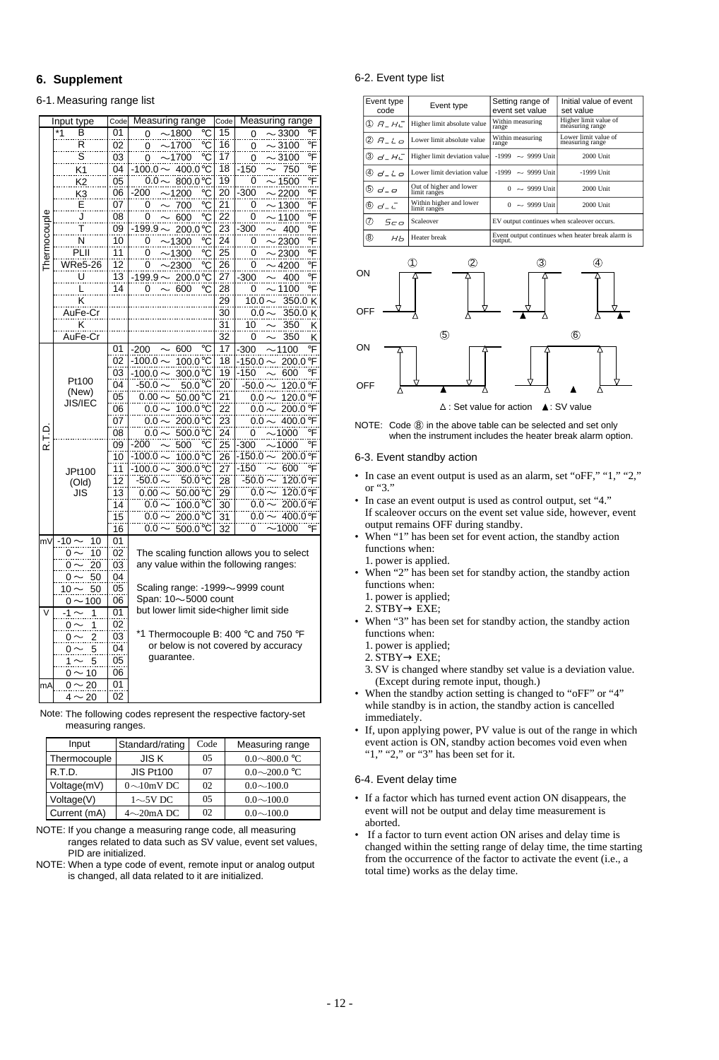## 6. Supplement

### 6-1. Measuring range list

| Input type | | Code | Measuring range | Code | Measuring range |
|---|---|---|---|---|---|
| Thermocouple | *1 B | 01 | 0 ～1800 ℃ | 15 | 0 ～3300 ℉ |
| | R | 02 | 0 ～1700 ℃ | 16 | 0 ～3100 ℉ |
| | S | 03 | 0 ～1700 ℃ | 17 | 0 ～3100 ℉ |
| | K1 | 04 | -100.0～ 400.0℃ | 18 | -150 ～ 750 ℉ |
| | K2 | 05 | 0.0～ 800.0℃ | 19 | 0 ～1500 ℉ |
| | K3 | 06 | -200 ～1200 ℃ | 20 | -300 ～2200 ℉ |
| | E | 07 | 0 ～ 700 ℃ | 21 | 0 ～1300 ℉ |
| | J | 08 | 0 ～ 600 ℃ | 22 | 0 ～1100 ℉ |
| | T | 09 | -199.9～ 200.0℃ | 23 | -300 ～ 400 ℉ |
| | N | 10 | 0 ～1300 ℃ | 24 | 0 ～2300 ℉ |
| | PLII | 11 | 0 ～1300 ℃ | 25 | 0 ～2300 ℉ |
| | WRe5-26 | 12 | 0 ～2300 ℃ | 26 | 0 ～4200 ℉ |
| | U | 13 | -199.9～ 200.0℃ | 27 | -300 ～ 400 ℉ |
| | L | 14 | 0 ～ 600 ℃ | 28 | 0 ～1100 ℉ |
| | K | | | 29 | 10.0～ 350.0 K |
| | AuFe-Cr | | | 30 | 0.0～ 350.0 K |
| | K | | | 31 | 10 ～ 350 K |
| | AuFe-Cr | | | 32 | 0 ～ 350 K |
| R.T.D. | Pt100 (New) JIS/IEC | 01 | -200 ～ 600 ℃ | 17 | -300 ～1100 ℉ |
| | | 02 | -100.0～ 100.0℃ | 18 | -150.0～ 200.0℉ |
| | | 03 | -100.0～ 300.0℃ | 19 | -150 ～ 600 ℉ |
| | | 04 | -50.0～ 50.0℃ | 20 | -50.0～ 120.0℉ |
| | | 05 | 0.00～ 50.00℃ | 21 | 0.0～ 120.0℉ |
| | | 06 | 0.0～ 100.0℃ | 22 | 0.0～ 200.0℉ |
| | | 07 | 0.0～ 200.0℃ | 23 | 0.0～ 400.0℉ |
| | | 08 | 0.0～ 500.0℃ | 24 | 0 ～1000 ℉ |
| | JPt100 (Old) JIS | 09 | -200 ～ 500 ℃ | 25 | -300 ～1000 ℉ |
| | | 10 | -100.0～ 100.0℃ | 26 | -150.0～ 200.0℉ |
| | | 11 | -100.0～ 300.0℃ | 27 | -150 ～ 600 ℉ |
| | | 12 | -50.0～ 50.0℃ | 28 | -50.0～ 120.0℉ |
| | | 13 | 0.00～ 50.00℃ | 29 | 0.0～ 120.0℉ |
| | | 14 | 0.0～ 100.0℃ | 30 | 0.0～ 200.0℉ |
| | | 15 | 0.0～ 200.0℃ | 31 | 0.0～ 400.0℉ |
| | | 16 | 0.0～ 500.0℃ | 32 | 0 ～1000 ℉ |
| mV | -10～ 10 | 01 | The scaling function allows you to select any value within the following ranges: Scaling range: -1999～9999 count; Span: 10～5000 count but lower limit side<higher limit side | | |
| | 0～ 10 | 02 | | | |
| | 0～ 20 | 03 | | | |
| | 0～ 50 | 04 | | | |
| | 10～ 50 | 05 | | | |
| | 0～100 | 06 | | | |
| V | -1～ 1 | 01 | | | |
| | 0～ 1 | 02 | *1 Thermocouple B: 400 ℃ and 750 ℉ or below is not covered by accuracy guarantee. | | |
| | 0～ 2 | 03 | | | |
| | 0～ 5 | 04 | | | |
| | 1～ 5 | 05 | | | |
| | 0～10 | 06 | | | |
| mA | 0～20 | 01 | | | |
| | 4～20 | 02 | | | |

Note: The following codes represent the respective factory-set measuring ranges.

| Input | Standard/rating | Code | Measuring range |
|---|---|---|---|
| Thermocouple | JIS K | 05 | 0.0～800.0 ℃ |
| R.T.D. | JIS Pt100 | 07 | 0.0～200.0 ℃ |
| Voltage(mV) | 0～10mV DC | 02 | 0.0～100.0 |
| Voltage(V) | 1～5V DC | 05 | 0.0～100.0 |
| Current (mA) | 4～20mA DC | 02 | 0.0～100.0 |

NOTE: If you change a measuring range code, all measuring ranges related to data such as SV value, event set values, PID are initialized.

NOTE: When a type code of event, remote input or analog output is changed, all data related to it are initialized.

### 6-2. Event type list

| Event type code | Event type | Setting range of event set value | Initial value of event set value |
|---|---|---|---|
| ① A_HI | Higher limit absolute value | Within measuring range | Higher limit value of measuring range |
| ② A_Lo | Lower limit absolute value | Within measuring range | Lower limit value of measuring range |
| ③ d_HI | Higher limit deviation value | -1999 ～ 9999 Unit | 2000 Unit |
| ④ d_Lo | Lower limit deviation value | -1999 ～ 9999 Unit | -1999 Unit |
| ⑤ d_o | Out of higher and lower limit ranges | 0 ～ 9999 Unit | 2000 Unit |
| ⑥ d_I | Within higher and lower limit ranges | 0 ～ 9999 Unit | 2000 Unit |
| ⑦ Sco | Scaleover | EV output continues when scaleover occurs. | |
| ⑧ Hb | Heater break | Event output continues when heater break alarm is output. | |

△ : Set value for action ▲: SV value

NOTE: Code ⑧ in the above table can be selected and set only when the instrument includes the heater break alarm option.

### 6-3. Event standby action

- In case an event output is used as an alarm, set "oFF," "1," "2," or "3."
- In case an event output is used as control output, set "4." If scaleover occurs on the event set value side, however, event output remains OFF during standby.
- When "1" has been set for event action, the standby action functions when:
  1. power is applied.
- When "2" has been set for standby action, the standby action functions when:
  1. power is applied;
  2. STBY→ EXE;
- When "3" has been set for standby action, the standby action functions when:
  1. power is applied;
  2. STBY→ EXE;
  3. SV is changed where standby set value is a deviation value. (Except during remote input, though.)
- When the standby action setting is changed to "oFF" or "4" while standby is in action, the standby action is cancelled immediately.
- If, upon applying power, PV value is out of the range in which event action is ON, standby action becomes void even when "1," "2," or "3" has been set for it.

### 6-4. Event delay time

- If a factor which has turned event action ON disappears, the event will not be output and delay time measurement is aborted.
- If a factor to turn event action ON arises and delay time is changed within the setting range of delay time, the time starting from the occurrence of the factor to activate the event (i.e., a total time) works as the delay time.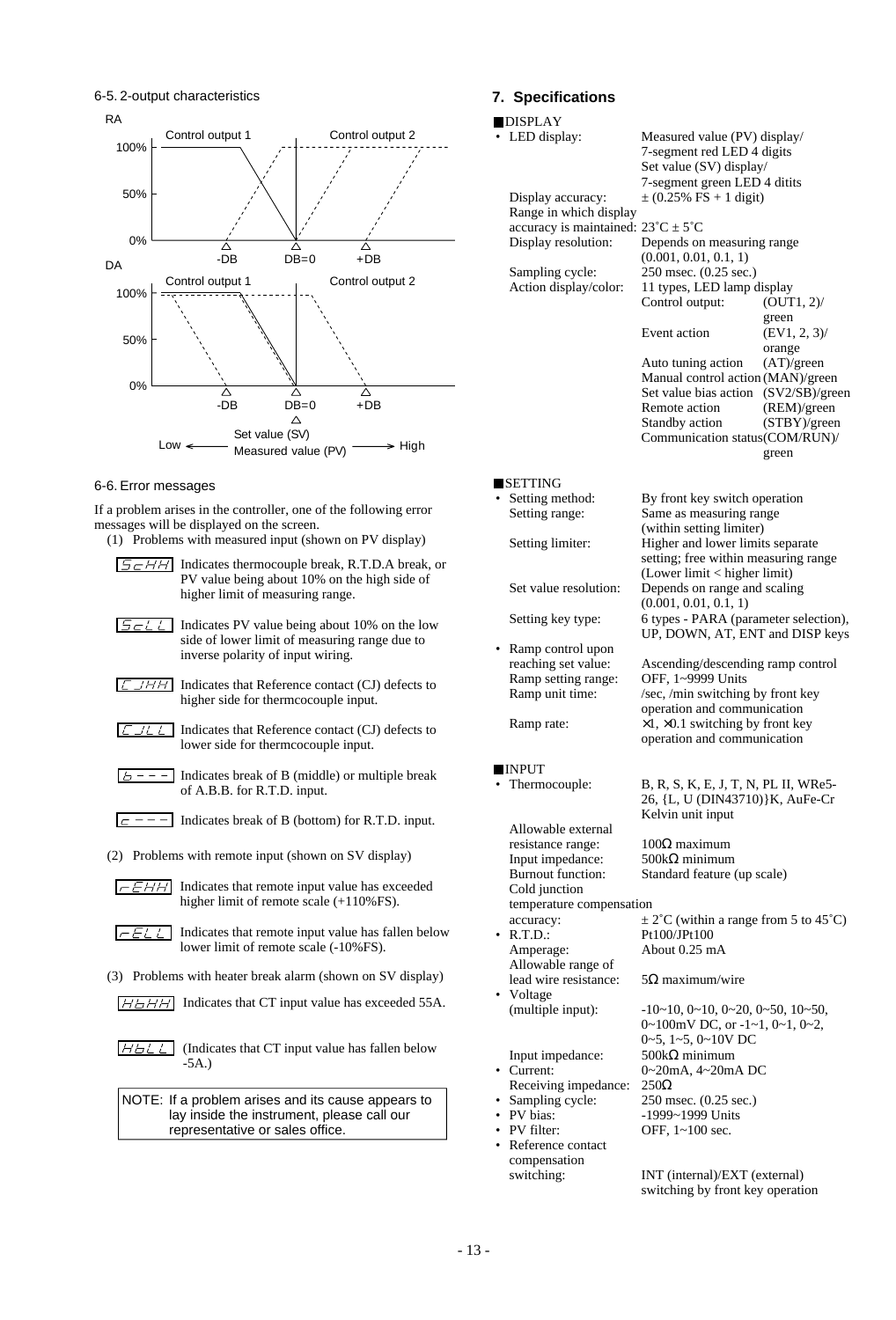### 6-5. 2-output characteristics

RA

Control output 1 — Control output 2

100% / 50% / 0%

-DB  DB=0  +DB

DA

Control output 1 — Control output 2

100% / 50% / 0%

-DB  DB=0  +DB

Set value (SV)

Low ← Measured value (PV) → High

### 6-6. Error messages

If a problem arises in the controller, one of the following error messages will be displayed on the screen.

(1) Problems with measured input (shown on PV display)

- **ScHH** Indicates thermocouple break, R.T.D.A break, or PV value being about 10% on the high side of higher limit of measuring range.
- **ScLL** Indicates PV value being about 10% on the low side of lower limit of measuring range due to inverse polarity of input wiring.
- **CJHH** Indicates that Reference contact (CJ) defects to higher side for thermcocouple input.
- **CJLL** Indicates that Reference contact (CJ) defects to lower side for thermcocouple input.
- **b- - -** Indicates break of B (middle) or multiple break of A.B.B. for R.T.D. input.
- **c- - -** Indicates break of B (bottom) for R.T.D. input.

(2) Problems with remote input (shown on SV display)

- **rEHH** Indicates that remote input value has exceeded higher limit of remote scale (+110%FS).
- **rELL** Indicates that remote input value has fallen below lower limit of remote scale (-10%FS).

(3) Problems with heater break alarm (shown on SV display)

- **HbHH** Indicates that CT input value has exceeded 55A.
- **HbLL** (Indicates that CT input value has fallen below -5A.)

NOTE: If a problem arises and its cause appears to lay inside the instrument, please call our representative or sales office.

## 7. Specifications

### ■DISPLAY

- LED display: Measured value (PV) display/ 7-segment red LED 4 digits
  Set value (SV) display/ 7-segment green LED 4 ditits
  - Display accuracy: ± (0.25% FS + 1 digit)
  - Range in which display accuracy is maintained: 23˚C ± 5˚C
  - Display resolution: Depends on measuring range (0.001, 0.01, 0.1, 1)
  - Sampling cycle: 250 msec. (0.25 sec.)
  - Action display/color: 11 types, LED lamp display
    - Control output: (OUT1, 2)/ green
    - Event action (EV1, 2, 3)/ orange
    - Auto tuning action (AT)/green
    - Manual control action (MAN)/green
    - Set value bias action (SV2/SB)/green
    - Remote action (REM)/green
    - Standby action (STBY)/green
    - Communication status(COM/RUN)/ green

### ■SETTING

- Setting method: By front key switch operation
  - Setting range: Same as measuring range (within setting limiter)
  - Setting limiter: Higher and lower limits separate setting; free within measuring range (Lower limit < higher limit)
  - Set value resolution: Depends on range and scaling (0.001, 0.01, 0.1, 1)
  - Setting key type: 6 types - PARA (parameter selection), UP, DOWN, AT, ENT and DISP keys
- Ramp control upon reaching set value: Ascending/descending ramp control
  - Ramp setting range: OFF, 1~9999 Units
  - Ramp unit time: /sec, /min switching by front key operation and communication
  - Ramp rate: ×1, ×0.1 switching by front key operation and communication

### ■INPUT

- Thermocouple: B, R, S, K, E, J, T, N, PL II, WRe5-26, {L, U (DIN43710)}K, AuFe-Cr Kelvin unit input
  - Allowable external resistance range: 100Ω maximum
  - Input impedance: 500kΩ minimum
  - Burnout function: Standard feature (up scale)
  - Cold junction temperature compensation accuracy: ± 2˚C (within a range from 5 to 45˚C)
- R.T.D.: Pt100/JPt100
  - Amperage: About 0.25 mA
  - Allowable range of lead wire resistance: 5Ω maximum/wire
- Voltage (multiple input): -10~10, 0~10, 0~20, 0~50, 10~50, 0~100mV DC, or -1~1, 0~1, 0~2, 0~5, 1~5, 0~10V DC
  - Input impedance: 500kΩ minimum
- Current: 0~20mA, 4~20mA DC
  - Receiving impedance: 250Ω
- Sampling cycle: 250 msec. (0.25 sec.)
- PV bias: -1999~1999 Units
- PV filter: OFF, 1~100 sec.
- Reference contact compensation switching: INT (internal)/EXT (external) switching by front key operation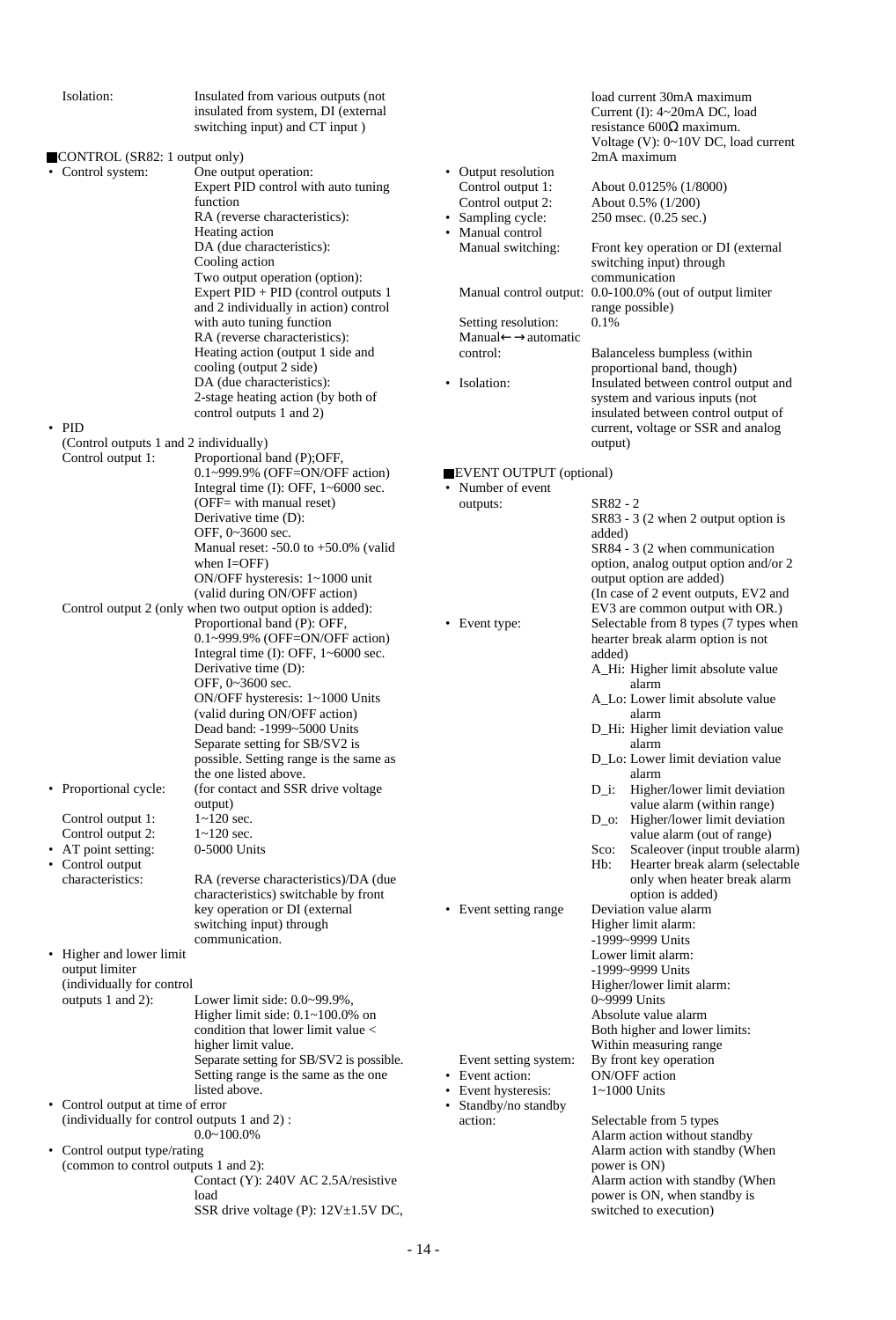Isolation: Insulated from various outputs (not insulated from system, DI (external switching input) and CT input )

■CONTROL (SR82: 1 output only)

- Control system: One output operation:
  Expert PID control with auto tuning function
  RA (reverse characteristics): Heating action
  DA (due characteristics): Cooling action
  Two output operation (option):
  Expert PID + PID (control outputs 1 and 2 individually in action) control with auto tuning function
  RA (reverse characteristics): Heating action (output 1 side and cooling (output 2 side)
  DA (due characteristics): 2-stage heating action (by both of control outputs 1 and 2)
- PID
  (Control outputs 1 and 2 individually)
  Control output 1: Proportional band (P);OFF, 0.1~999.9% (OFF=ON/OFF action)
  Integral time (I): OFF, 1~6000 sec. (OFF= with manual reset)
  Derivative time (D): OFF, 0~3600 sec.
  Manual reset: -50.0 to +50.0% (valid when I=OFF)
  ON/OFF hysteresis: 1~1000 unit (valid during ON/OFF action)
  Control output 2 (only when two output option is added):
  Proportional band (P): OFF, 0.1~999.9% (OFF=ON/OFF action)
  Integral time (I): OFF, 1~6000 sec.
  Derivative time (D): OFF, 0~3600 sec.
  ON/OFF hysteresis: 1~1000 Units (valid during ON/OFF action)
  Dead band: -1999~5000 Units
  Separate setting for SB/SV2 is possible. Setting range is the same as the one listed above.
- Proportional cycle: (for contact and SSR drive voltage output)
  Control output 1: 1~120 sec.
  Control output 2: 1~120 sec.
- AT point setting: 0-5000 Units
- Control output characteristics: RA (reverse characteristics)/DA (due characteristics) switchable by front key operation or DI (external switching input) through communication.
- Higher and lower limit output limiter (individually for control outputs 1 and 2): Lower limit side: 0.0~99.9%, Higher limit side: 0.1~100.0% on condition that lower limit value < higher limit value.
  Separate setting for SB/SV2 is possible. Setting range is the same as the one listed above.
- Control output at time of error (individually for control outputs 1 and 2) : 0.0~100.0%
- Control output type/rating (common to control outputs 1 and 2):
  Contact (Y): 240V AC 2.5A/resistive load
  SSR drive voltage (P): 12V±1.5V DC, load current 30mA maximum
  Current (I): 4~20mA DC, load resistance 600Ω maximum.
  Voltage (V): 0~10V DC, load current 2mA maximum
- Output resolution
  Control output 1: About 0.0125% (1/8000)
  Control output 2: About 0.5% (1/200)
- Sampling cycle: 250 msec. (0.25 sec.)
- Manual control
  Manual switching: Front key operation or DI (external switching input) through communication
  Manual control output: 0.0-100.0% (out of output limiter range possible)
  Setting resolution: 0.1%
  Manual←→automatic control: Balanceless bumpless (within proportional band, though)
- Isolation: Insulated between control output and system and various inputs (not insulated between control output of current, voltage or SSR and analog output)

■EVENT OUTPUT (optional)

- Number of event outputs: SR82 - 2
  SR83 - 3 (2 when 2 output option is added)
  SR84 - 3 (2 when communication option, analog output option and/or 2 output option are added)
  (In case of 2 event outputs, EV2 and EV3 are common output with OR.)
- Event type: Selectable from 8 types (7 types when hearter break alarm option is not added)
  - A_Hi: Higher limit absolute value alarm
  - A_Lo: Lower limit absolute value alarm
  - D_Hi: Higher limit deviation value alarm
  - D_Lo: Lower limit deviation value alarm
  - D_i: Higher/lower limit deviation value alarm (within range)
  - D_o: Higher/lower limit deviation value alarm (out of range)
  - Sco: Scaleover (input trouble alarm)
  - Hb: Hearter break alarm (selectable only when heater break alarm option is added)
- Event setting range Deviation value alarm
  Higher limit alarm: -1999~9999 Units
  Lower limit alarm: -1999~9999 Units
  Higher/lower limit alarm: 0~9999 Units
  Absolute value alarm
  Both higher and lower limits: Within measuring range
  Event setting system: By front key operation
- Event action: ON/OFF action
- Event hysteresis: 1~1000 Units
- Standby/no standby action: Selectable from 5 types
  Alarm action without standby
  Alarm action with standby (When power is ON)
  Alarm action with standby (When power is ON, when standby is switched to execution)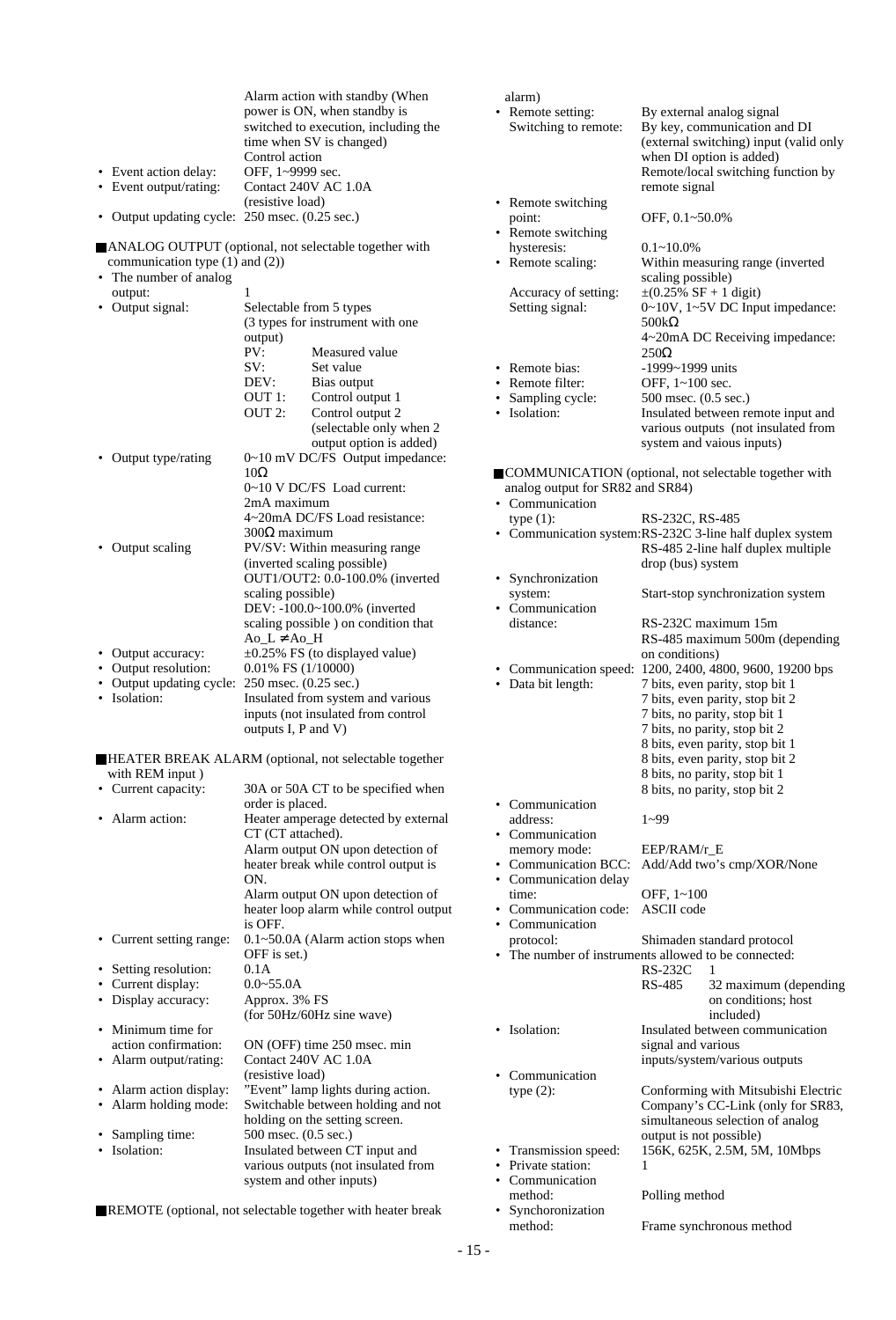- (continued) Alarm action with standby (When power is ON, when standby is switched to execution, including the time when SV is changed)
  Control action
- Event action delay: OFF, 1~9999 sec.
- Event output/rating: Contact 240V AC 1.0A (resistive load)
- Output updating cycle: 250 msec. (0.25 sec.)

## ANALOG OUTPUT (optional, not selectable together with communication type (1) and (2))

- The number of analog output: 1
- Output signal: Selectable from 5 types (3 types for instrument with one output)
  - PV: Measured value
  - SV: Set value
  - DEV: Bias output
  - OUT 1: Control output 1
  - OUT 2: Control output 2 (selectable only when 2 output option is added)
- Output type/rating:
  - 0~10 mV DC/FS Output impedance: 10Ω
  - 0~10 V DC/FS Load current: 2mA maximum
  - 4~20mA DC/FS Load resistance: 300Ω maximum
- Output scaling:
  - PV/SV: Within measuring range (inverted scaling possible)
  - OUT1/OUT2: 0.0-100.0% (inverted scaling possible)
  - DEV: -100.0~100.0% (inverted scaling possible ) on condition that Ao_L ≠Ao_H
- Output accuracy: ±0.25% FS (to displayed value)
- Output resolution: 0.01% FS (1/10000)
- Output updating cycle: 250 msec. (0.25 sec.)
- Isolation: Insulated from system and various inputs (not insulated from control outputs I, P and V)

## HEATER BREAK ALARM (optional, not selectable together with REM input )

- Current capacity: 30A or 50A CT to be specified when order is placed.
- Alarm action: Heater amperage detected by external CT (CT attached).
  Alarm output ON upon detection of heater break while control output is ON.
  Alarm output ON upon detection of heater loop alarm while control output is OFF.
- Current setting range: 0.1~50.0A (Alarm action stops when OFF is set.)
- Setting resolution: 0.1A
- Current display: 0.0~55.0A
- Display accuracy: Approx. 3% FS (for 50Hz/60Hz sine wave)
- Minimum time for action confirmation: ON (OFF) time 250 msec. min
- Alarm output/rating: Contact 240V AC 1.0A (resistive load)
- Alarm action display: "Event" lamp lights during action.
- Alarm holding mode: Switchable between holding and not holding on the setting screen.
- Sampling time: 500 msec. (0.5 sec.)
- Isolation: Insulated between CT input and various outputs (not insulated from system and other inputs)

## REMOTE (optional, not selectable together with heater break alarm)

- Remote setting: By external analog signal
  Switching to remote: By key, communication and DI (external switching) input (valid only when DI option is added)
  Remote/local switching function by remote signal
- Remote switching point: OFF, 0.1~50.0%
- Remote switching hysteresis: 0.1~10.0%
- Remote scaling: Within measuring range (inverted scaling possible)
  Accuracy of setting: ±(0.25% SF + 1 digit)
  Setting signal: 0~10V, 1~5V DC Input impedance: 500kΩ
  4~20mA DC Receiving impedance: 250Ω
- Remote bias: -1999~1999 units
- Remote filter: OFF, 1~100 sec.
- Sampling cycle: 500 msec. (0.5 sec.)
- Isolation: Insulated between remote input and various outputs (not insulated from system and vaious inputs)

## COMMUNICATION (optional, not selectable together with analog output for SR82 and SR84)

- Communication type (1): RS-232C, RS-485
- Communication system: RS-232C 3-line half duplex system
  RS-485 2-line half duplex multiple drop (bus) system
- Synchronization system: Start-stop synchronization system
- Communication distance: RS-232C maximum 15m
  RS-485 maximum 500m (depending on conditions)
- Communication speed: 1200, 2400, 4800, 9600, 19200 bps
- Data bit length:
  - 7 bits, even parity, stop bit 1
  - 7 bits, even parity, stop bit 2
  - 7 bits, no parity, stop bit 1
  - 7 bits, no parity, stop bit 2
  - 8 bits, even parity, stop bit 1
  - 8 bits, even parity, stop bit 2
  - 8 bits, no parity, stop bit 1
  - 8 bits, no parity, stop bit 2
- Communication address: 1~99
- Communication memory mode: EEP/RAM/r_E
- Communication BCC: Add/Add two's cmp/XOR/None
- Communication delay time: OFF, 1~100
- Communication code: ASCII code
- Communication protocol: Shimaden standard protocol
- The number of instruments allowed to be connected:
  - RS-232C 1
  - RS-485 32 maximum (depending on conditions; host included)
- Isolation: Insulated between communication signal and various inputs/system/various outputs
- Communication type (2): Conforming with Mitsubishi Electric Company's CC-Link (only for SR83, simultaneous selection of analog output is not possible)
- Transmission speed: 156K, 625K, 2.5M, 5M, 10Mbps
- Private station: 1
- Communication method: Polling method
- Synchoronization method: Frame synchronous method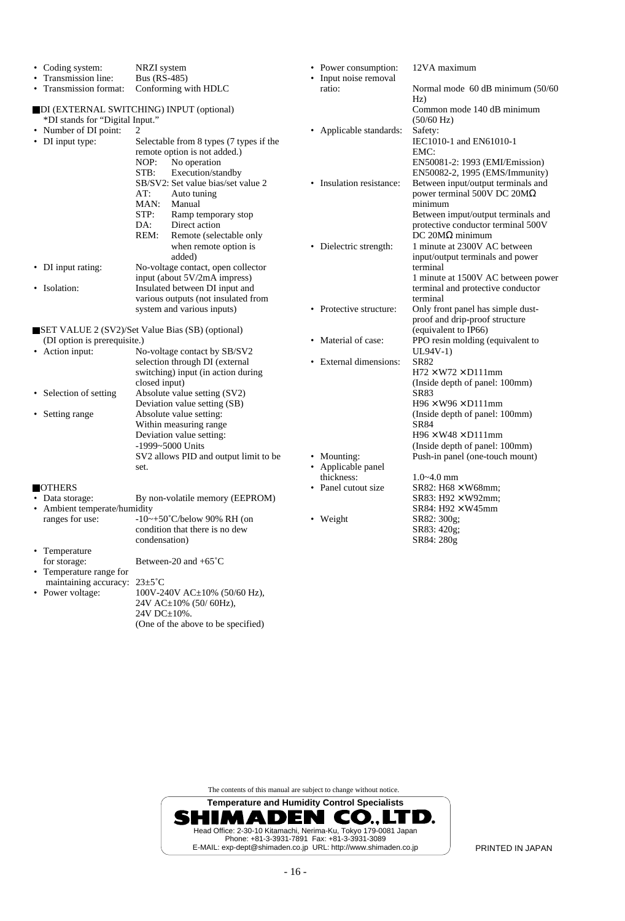- Coding system: NRZI system
- Transmission line: Bus (RS-485)
- Transmission format: Conforming with HDLC

## ■DI (EXTERNAL SWITCHING) INPUT (optional)

*DI stands for "Digital Input."

- Number of DI point: 2
- DI input type: Selectable from 8 types (7 types if the remote option is not added.)
  - NOP: No operation
  - STB: Execution/standby
  - SB/SV2: Set value bias/set value 2
  - AT: Auto tuning
  - MAN: Manual
  - STP: Ramp temporary stop
  - DA: Direct action
  - REM: Remote (selectable only when remote option is added)
- DI input rating: No-voltage contact, open collector input (about 5V/2mA impress)
- Isolation: Insulated between DI input and various outputs (not insulated from system and various inputs)

## ■SET VALUE 2 (SV2)/Set Value Bias (SB) (optional)

(DI option is prerequisite.)

- Action input: No-voltage contact by SB/SV2 selection through DI (external switching) input (in action during closed input)
- Selection of setting: Absolute value setting (SV2) Deviation value setting (SB)
- Setting range: Absolute value setting: Within measuring range Deviation value setting: -1999~5000 Units SV2 allows PID and output limit to be set.

## ■OTHERS

- Data storage: By non-volatile memory (EEPROM)
- Ambient temperate/humidity ranges for use: -10~+50˚C/below 90% RH (on condition that there is no dew condensation)
- Temperature for storage: Between-20 and +65˚C
- Temperature range for maintaining accuracy: 23±5˚C
- Power voltage: 100V-240V AC±10% (50/60 Hz), 24V AC±10% (50/ 60Hz), 24V DC±10%. (One of the above to be specified)
- Power consumption: 12VA maximum
- Input noise removal ratio: Normal mode 60 dB minimum (50/60 Hz) Common mode 140 dB minimum (50/60 Hz)
- Applicable standards: Safety: IEC1010-1 and EN61010-1 EMC: EN50081-2: 1993 (EMI/Emission) EN50082-2, 1995 (EMS/Immunity)
- Insulation resistance: Between input/output terminals and power terminal 500V DC 20MΩ minimum Between imput/output terminals and protective conductor terminal 500V DC 20MΩ minimum
- Dielectric strength: 1 minute at 2300V AC between input/output terminals and power terminal 1 minute at 1500V AC between power terminal and protective conductor terminal
- Protective structure: Only front panel has simple dust-proof and drip-proof structure (equivalent to IP66)
- Material of case: PPO resin molding (equivalent to UL94V-1)
- External dimensions: SR82 H72 × W72 × D111mm (Inside depth of panel: 100mm) SR83 H96 × W96 × D111mm (Inside depth of panel: 100mm) SR84 H96 × W48 × D111mm (Inside depth of panel: 100mm)
- Mounting: Push-in panel (one-touch mount)
- Applicable panel thickness: 1.0~4.0 mm
- Panel cutout size: SR82: H68 × W68mm; SR83: H92 × W92mm; SR84: H92 × W45mm
- Weight: SR82: 300g; SR83: 420g; SR84: 280g

The contents of this manual are subject to change without notice.

**Temperature and Humidity Control Specialists**

**SHIMADEN CO., LTD.**

Head Office: 2-30-10 Kitamachi, Nerima-Ku, Tokyo 179-0081 Japan
Phone: +81-3-3931-7891 Fax: +81-3-3931-3089
E-MAIL: exp-dept@shimaden.co.jp URL: http://www.shimaden.co.jp

PRINTED IN JAPAN